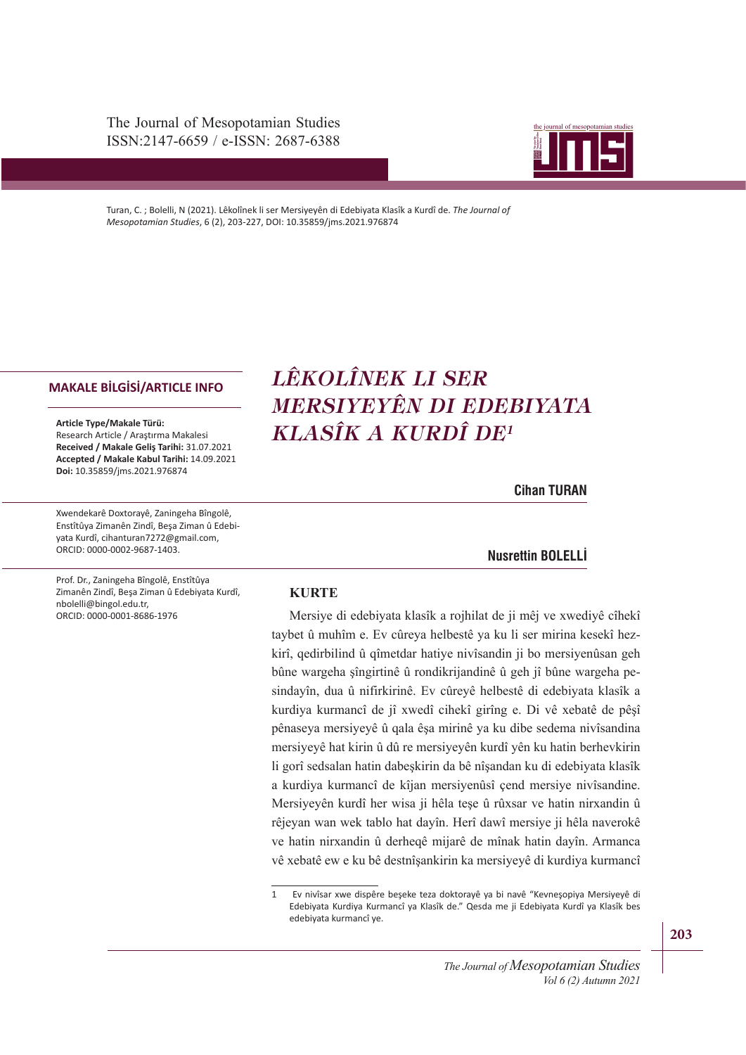The Journal of Mesopotamian Studies
ISSN:2147-6659 / e-ISSN: 2687-6388

Turan, C. ; Bolelli, N (2021). Lêkolînek li ser Mersiyeyên di Edebiyata Klasîk a Kurdî de. *The Journal of Mesopotamian Studies*, 6 (2), 203-227, DOI: 10.35859/jms.2021.976874

**MAKALE BİLGİSİ/ARTICLE INFO**

**Article Type/Makale Türü:**
Research Article / Araştırma Makalesi
**Received / Makale Geliş Tarihi:** 31.07.2021
**Accepted / Makale Kabul Tarihi:** 14.09.2021
**Doi:** 10.35859/jms.2021.976874

# LÊKOLÎNEK LI SER MERSIYEYÊN DI EDEBIYATA KLASÎK A KURDÎ DE[1]

**Cihan TURAN**

Xwendekarê Doxtorayê, Zaningeha Bîngolê, Enstîtûya Zimanên Zindî, Beşa Ziman û Edebiyata Kurdî, cihanturan7272@gmail.com, ORCID: 0000-0002-9687-1403.

**Nusrettin BOLELLİ**

Prof. Dr., Zaningeha Bîngolê, Enstîtûya Zimanên Zindî, Beşa Ziman û Edebiyata Kurdî, nbolelli@bingol.edu.tr, ORCID: 0000-0001-8686-1976

## KURTE

Mersiye di edebiyata klasîk a rojhilat de ji mêj ve xwediyê cîhekî taybet û muhîm e. Ev cûreya helbestê ya ku li ser mirina kesekî hezkirî, qedirbilind û qîmetdar hatiye nivîsandin ji bo mersiyenûsan geh bûne wargeha şîngirtinê û rondikrijandinê û geh jî bûne wargeha pesindayîn, dua û nifirkirinê. Ev cûreyê helbestê di edebiyata klasîk a kurdiya kurmancî de jî xwedî cihekî girîng e. Di vê xebatê de pêşî pênaseya mersiyeyê û qala êşa mirinê ya ku dibe sedema nivîsandina mersiyeyê hat kirin û dû re mersiyeyên kurdî yên ku hatin berhevkirin li gorî sedsalan hatin dabeşkirin da bê nîşandan ku di edebiyata klasîk a kurdiya kurmancî de kîjan mersiyenûsî çend mersiye nivîsandine. Mersiyeyên kurdî her wisa ji hêla teşe û rûxsar ve hatin nirxandin û rêjeyan wan wek tablo hat dayîn. Herî dawî mersiye ji hêla naverokê ve hatin nirxandin û derheqê mijarê de mînak hatin dayîn. Armanca vê xebatê ew e ku bê destnîşankirin ka mersiyeyê di kurdiya kurmancî

1 Ev nivîsar xwe dispêre beşeke teza doktorayê ya bi navê "Kevneşopiya Mersiyeyê di Edebiyata Kurdiya Kurmancî ya Klasîk de." Qesda me ji Edebiyata Kurdî ya Klasîk bes edebiyata kurmancî ye.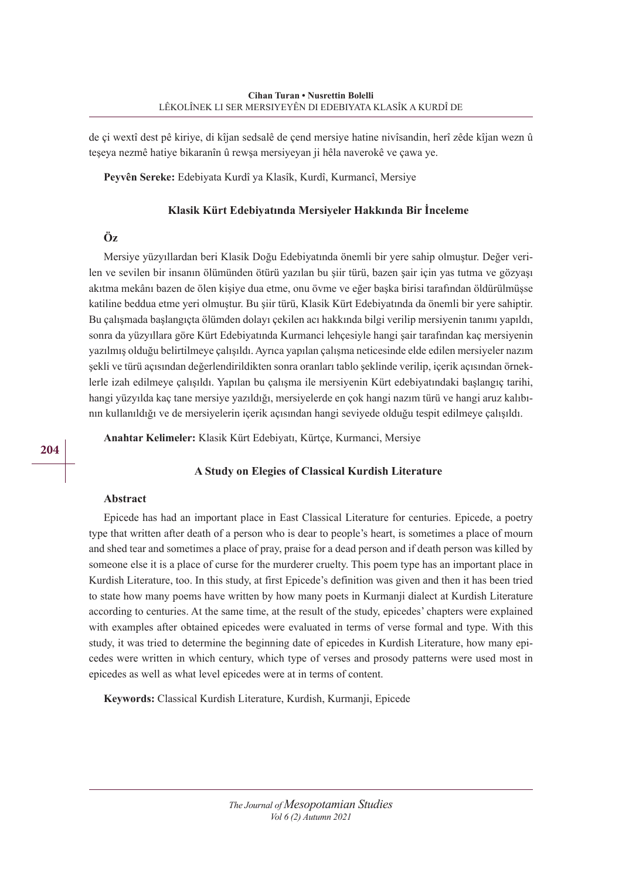de çi wextî dest pê kiriye, di kîjan sedsalê de çend mersiye hatine nivîsandin, herî zêde kîjan wezn û teşeya nezmê hatiye bikaranîn û rewşa mersiyeyan ji hêla naverokê ve çawa ye.

**Peyvên Sereke:** Edebiyata Kurdî ya Klasîk, Kurdî, Kurmancî, Mersiye

### Klasik Kürt Edebiyatında Mersiyeler Hakkında Bir İnceleme

### Öz

Mersiye yüzyıllardan beri Klasik Doğu Edebiyatında önemli bir yere sahip olmuştur. Değer verilen ve sevilen bir insanın ölümünden ötürü yazılan bu şiir türü, bazen şair için yas tutma ve gözyaşı akıtma mekânı bazen de ölen kişiye dua etme, onu övme ve eğer başka birisi tarafından öldürülmüşse katiline beddua etme yeri olmuştur. Bu şiir türü, Klasik Kürt Edebiyatında da önemli bir yere sahiptir. Bu çalışmada başlangıçta ölümden dolayı çekilen acı hakkında bilgi verilip mersiyenin tanımı yapıldı, sonra da yüzyıllara göre Kürt Edebiyatında Kurmanci lehçesiyle hangi şair tarafından kaç mersiyenin yazılmış olduğu belirtilmeye çalışıldı. Ayrıca yapılan çalışma neticesinde elde edilen mersiyeler nazım şekli ve türü açısından değerlendirildikten sonra oranları tablo şeklinde verilip, içerik açısından örneklerle izah edilmeye çalışıldı. Yapılan bu çalışma ile mersiyenin Kürt edebiyatındaki başlangıç tarihi, hangi yüzyılda kaç tane mersiye yazıldığı, mersiyelerde en çok hangi nazım türü ve hangi aruz kalıbının kullanıldığı ve de mersiyelerin içerik açısından hangi seviyede olduğu tespit edilmeye çalışıldı.

**Anahtar Kelimeler:** Klasik Kürt Edebiyatı, Kürtçe, Kurmanci, Mersiye

### A Study on Elegies of Classical Kurdish Literature

### Abstract

Epicede has had an important place in East Classical Literature for centuries. Epicede, a poetry type that written after death of a person who is dear to people's heart, is sometimes a place of mourn and shed tear and sometimes a place of pray, praise for a dead person and if death person was killed by someone else it is a place of curse for the murderer cruelty. This poem type has an important place in Kurdish Literature, too. In this study, at first Epicede's definition was given and then it has been tried to state how many poems have written by how many poets in Kurmanji dialect at Kurdish Literature according to centuries. At the same time, at the result of the study, epicedes' chapters were explained with examples after obtained epicedes were evaluated in terms of verse formal and type. With this study, it was tried to determine the beginning date of epicedes in Kurdish Literature, how many epicedes were written in which century, which type of verses and prosody patterns were used most in epicedes as well as what level epicedes were at in terms of content.

**Keywords:** Classical Kurdish Literature, Kurdish, Kurmanji, Epicede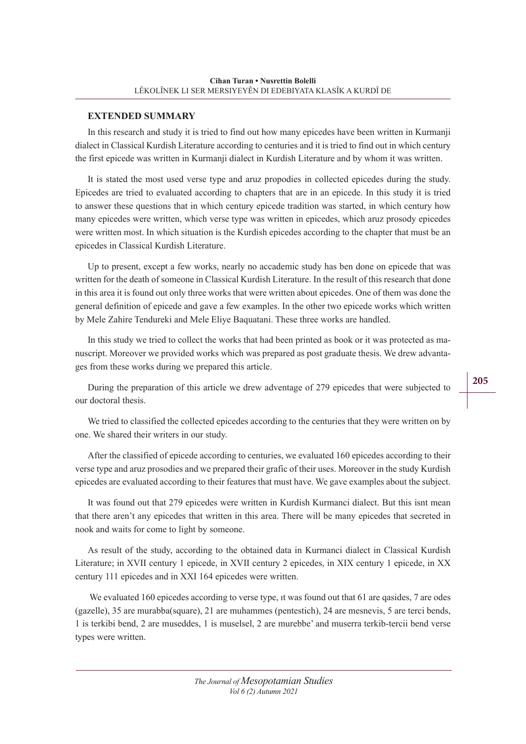## EXTENDED SUMMARY

In this research and study it is tried to find out how many epicedes have been written in Kurmanji dialect in Classical Kurdish Literature according to centuries and it is tried to find out in which century the first epicede was written in Kurmanji dialect in Kurdish Literature and by whom it was written.

It is stated the most used verse type and aruz propodies in collected epicedes during the study. Epicedes are tried to evaluated according to chapters that are in an epicede. In this study it is tried to answer these questions that in which century epicede tradition was started, in which century how many epicedes were written, which verse type was written in epicedes, which aruz prosody epicedes were written most. In which situation is the Kurdish epicedes according to the chapter that must be an epicedes in Classical Kurdish Literature.

Up to present, except a few works, nearly no accademic study has ben done on epicede that was written for the death of someone in Classical Kurdish Literature. In the result of this research that done in this area it is found out only three works that were written about epicedes. One of them was done the general definition of epicede and gave a few examples. In the other two epicede works which written by Mele Zahire Tendureki and Mele Eliye Baquatani. These three works are handled.

In this study we tried to collect the works that had been printed as book or it was protected as manuscript. Moreover we provided works which was prepared as post graduate thesis. We drew advantages from these works during we prepared this article.

During the preparation of this article we drew adventage of 279 epicedes that were subjected to our doctoral thesis.

We tried to classified the collected epicedes according to the centuries that they were written on by one. We shared their writers in our study.

After the classified of epicede according to centuries, we evaluated 160 epicedes according to their verse type and aruz prosodies and we prepared their grafic of their uses. Moreover in the study Kurdish epicedes are evaluated according to their features that must have. We gave examples about the subject.

It was found out that 279 epicedes were written in Kurdish Kurmanci dialect. But this isnt mean that there aren't any epicedes that written in this area. There will be many epicedes that secreted in nook and waits for come to light by someone.

As result of the study, according to the obtained data in Kurmanci dialect in Classical Kurdish Literature; in XVII century 1 epicede, in XVII century 2 epicedes, in XIX century 1 epicede, in XX century 111 epicedes and in XXI 164 epicedes were written.

We evaluated 160 epicedes according to verse type, ıt was found out that 61 are qasides, 7 are odes (gazelle), 35 are murabba(square), 21 are muhammes (pentestich), 24 are mesnevis, 5 are terci bends, 1 is terkibi bend, 2 are museddes, 1 is muselsel, 2 are murebbe' and muserra terkib-tercii bend verse types were written.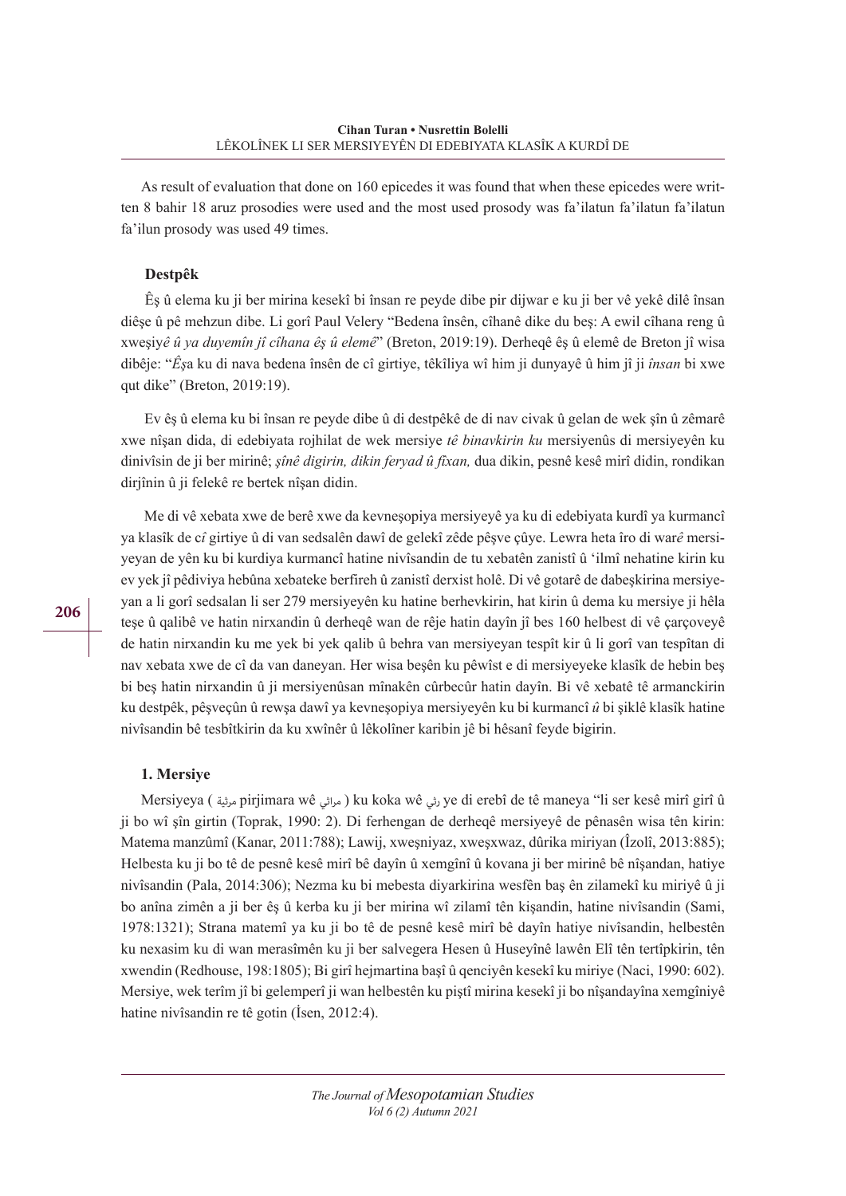As result of evaluation that done on 160 epicedes it was found that when these epicedes were written 8 bahir 18 aruz prosodies were used and the most used prosody was fa'ilatun fa'ilatun fa'ilatun fa'ilun prosody was used 49 times.

## Destpêk

Êş û elema ku ji ber mirina kesekî bi însan re peyde dibe pir dijwar e ku ji ber vê yekê dilê însan diêşe û pê mehzun dibe. Li gorî Paul Velery "Bedena însên, cîhanê dike du beş: A ewil cîhana reng û xweşiy*ê û ya duyemîn jî cîhana êş û elemê*" (Breton, 2019:19). Derheqê êş û elemê de Breton jî wisa dibêje: "*Êş*a ku di nava bedena însên de cî girtiye, têkîliya wî him ji dunyayê û him jî ji *însan* bi xwe qut dike" (Breton, 2019:19).

Ev êş û elema ku bi însan re peyde dibe û di destpêkê de di nav civak û gelan de wek şîn û zêmarê xwe nîşan dida, di edebiyata rojhilat de wek mersiye *tê binavkirin ku* mersiyenûs di mersiyeyên ku dinivîsin de ji ber mirinê; *şînê digirin, dikin feryad û fixan,* dua dikin, pesnê kesê mirî didin, rondikan dirjînin û ji felekê re bertek nîşan didin.

Me di vê xebata xwe de berê xwe da kevneşopiya mersiyeyê ya ku di edebiyata kurdî ya kurmancî ya klasîk de c*î* girtiye û di van sedsalên dawî de gelekî zêde pêşve çûye. Lewra heta îro di war*ê* mersiyeyan de yên ku bi kurdiya kurmancî hatine nivîsandin de tu xebatên zanistî û 'ilmî nehatine kirin ku ev yek jî pêdiviya hebûna xebateke berfireh û zanistî derxist holê. Di vê gotarê de dabeşkirina mersiyeyan a li gorî sedsalan li ser 279 mersiyeyên ku hatine berhevkirin, hat kirin û dema ku mersiye ji hêla teşe û qalibê ve hatin nirxandin û derheqê wan de rêje hatin dayîn jî bes 160 helbest di vê çarçoveyê de hatin nirxandin ku me yek bi yek qalib û behra van mersiyeyan tespît kir û li gorî van tespîtan di nav xebata xwe de cî da van daneyan. Her wisa beşên ku pêwîst e di mersiyeyeke klasîk de hebin beş bi beş hatin nirxandin û ji mersiyenûsan mînakên cûrbecûr hatin dayîn. Bi vê xebatê tê armanckirin ku destpêk, pêşveçûn û rewşa dawî ya kevneşopiya mersiyeyên ku bi kurmancî *û* bi şiklê klasîk hatine nivîsandin bê tesbîtkirin da ku xwînêr û lêkolîner karibin jê bi hêsanî feyde bigirin.

## 1. Mersiye

Mersiyeya ( مرثية pirjimara wê مراثي ) ku koka wê رثي ye di erebî de tê maneya "li ser kesê mirî girî û ji bo wî şîn girtin (Toprak, 1990: 2). Di ferhengan de derheqê mersiyeyê de pênasên wisa tên kirin: Matema manzûmî (Kanar, 2011:788); Lawij, xweşniyaz, xweşxwaz, dûrika miriyan (Îzolî, 2013:885); Helbesta ku ji bo tê de pesnê kesê mirî bê dayîn û xemgînî û kovana ji ber mirinê bê nîşandan, hatiye nivîsandin (Pala, 2014:306); Nezma ku bi mebesta diyarkirina wesfên baş ên zilamekî ku miriyê û ji bo anîna zimên a ji ber êş û kerba ku ji ber mirina wî zilamî tên kişandin, hatine nivîsandin (Sami, 1978:1321); Strana matemî ya ku ji bo tê de pesnê kesê mirî bê dayîn hatiye nivîsandin, helbestên ku nexasim ku di wan merasîmên ku ji ber salvegera Hesen û Huseyînê lawên Elî tên tertîpkirin, tên xwendin (Redhouse, 198:1805); Bi girî hejmartina başî û qenciyên kesekî ku miriye (Naci, 1990: 602). Mersiye, wek terîm jî bi gelemperî ji wan helbestên ku piştî mirina kesekî ji bo nîşandayîna xemgîniyê hatine nivîsandin re tê gotin (İsen, 2012:4).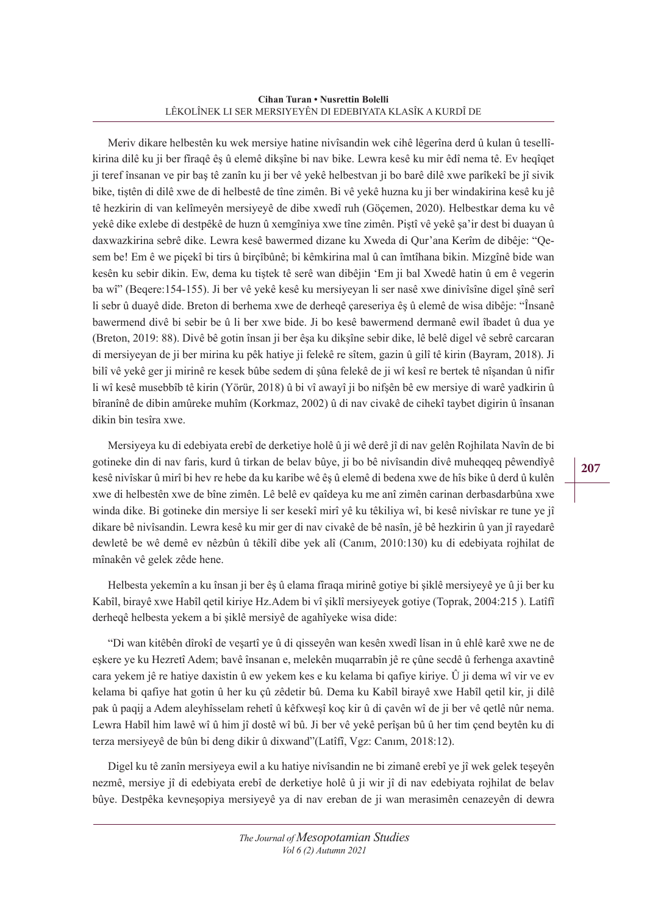Meriv dikare helbestên ku wek mersiye hatine nivîsandin wek cihê lêgerîna derd û kulan û tesellîkirina dilê ku ji ber fîraqê êş û elemê dikşîne bi nav bike. Lewra kesê ku mir êdî nema tê. Ev heqîqet ji teref însanan ve pir baş tê zanîn ku ji ber vê yekê helbestvan ji bo barê dilê xwe parîkekî be jî sivik bike, tiştên di dilê xwe de di helbestê de tîne zimên. Bi vê yekê huzna ku ji ber windakirina kesê ku jê tê hezkirin di van kelîmeyên mersiyeyê de dibe xwedî ruh (Göçemen, 2020). Helbestkar dema ku vê yekê dike exlebe di destpêkê de huzn û xemgîniya xwe tîne zimên. Piştî vê yekê şa'ir dest bi duayan û daxwazkirina sebrê dike. Lewra kesê bawermed dizane ku Xweda di Qur'ana Kerîm de dibêje: "Qesem be! Em ê we piçekî bi tirs û birçîbûnê; bi kêmkirina mal û can îmtîhana bikin. Mizgînê bide wan kesên ku sebir dikin. Ew, dema ku tiştek tê serê wan dibêjin 'Em ji bal Xwedê hatin û em ê vegerin ba wî" (Beqere:154-155). Ji ber vê yekê kesê ku mersiyeyan li ser nasê xwe dinivîsîne digel şînê serî li sebr û duayê dide. Breton di berhema xwe de derheqê çareseriya êş û elemê de wisa dibêje: "Însanê bawermend divê bi sebir be û li ber xwe bide. Ji bo kesê bawermend dermanê ewil îbadet û dua ye (Breton, 2019: 88). Divê bê gotin însan ji ber êşa ku dikşîne sebir dike, lê belê digel vê sebrê carcaran di mersiyeyan de ji ber mirina ku pêk hatiye ji felekê re sîtem, gazin û gilî tê kirin (Bayram, 2018). Ji bilî vê yekê ger ji mirinê re kesek bûbe sedem di şûna felekê de ji wî kesî re bertek tê nîşandan û nifir li wî kesê musebbîb tê kirin (Yörür, 2018) û bi vî awayî ji bo nifşên bê ew mersiye di warê yadkirin û bîranînê de dibin amûreke muhîm (Korkmaz, 2002) û di nav civakê de cihekî taybet digirin û însanan dikin bin tesîra xwe.

Mersiyeya ku di edebiyata erebî de derketiye holê û ji wê derê jî di nav gelên Rojhilata Navîn de bi gotineke din di nav faris, kurd û tirkan de belav bûye, ji bo bê nivîsandin divê muheqqeq pêwendîyê kesê nivîskar û mirî bi hev re hebe da ku karibe wê êş û elemê di bedena xwe de hîs bike û derd û kulên xwe di helbestên xwe de bîne zimên. Lê belê ev qaîdeya ku me anî zimên carinan derbasdarbûna xwe winda dike. Bi gotineke din mersiye li ser kesekî mirî yê ku têkiliya wî, bi kesê nivîskar re tune ye jî dikare bê nivîsandin. Lewra kesê ku mir ger di nav civakê de bê nasîn, jê bê hezkirin û yan jî rayedarê dewletê be wê demê ev nêzbûn û têkilî dibe yek alî (Canım, 2010:130) ku di edebiyata rojhilat de mînakên vê gelek zêde hene.

Helbesta yekemîn a ku însan ji ber êş û elama fîraqa mirinê gotiye bi şiklê mersiyeyê ye û ji ber ku Kabîl, birayê xwe Habîl qetil kiriye Hz.Adem bi vî şiklî mersiyeyek gotiye (Toprak, 2004:215 ). Latîfî derheqê helbesta yekem a bi şiklê mersiyê de agahîyeke wisa dide:

"Di wan kitêbên dîrokî de veşartî ye û di qisseyên wan kesên xwedî lîsan in û ehlê karê xwe ne de eşkere ye ku Hezretî Adem; bavê însanan e, melekên muqarrabîn jê re çûne secdê û ferhenga axavtinê cara yekem jê re hatiye daxistin û ew yekem kes e ku kelama bi qafiye kiriye. Û ji dema wî vir ve ev kelama bi qafiye hat gotin û her ku çû zêdetir bû. Dema ku Kabîl birayê xwe Habîl qetil kir, ji dilê pak û paqij a Adem aleyhîsselam rehetî û kêfxweşî koç kir û di çavên wî de ji ber vê qetlê nûr nema. Lewra Habîl him lawê wî û him jî dostê wî bû. Ji ber vê yekê perîşan bû û her tim çend beytên ku di terza mersiyeyê de bûn bi deng dikir û dixwand"(Latîfî, Vgz: Canım, 2018:12).

Digel ku tê zanîn mersiyeya ewil a ku hatiye nivîsandin ne bi zimanê erebî ye jî wek gelek teşeyên nezmê, mersiye jî di edebiyata erebî de derketiye holê û ji wir jî di nav edebiyata rojhilat de belav bûye. Destpêka kevneşopiya mersiyeyê ya di nav ereban de ji wan merasimên cenazeyên di dewra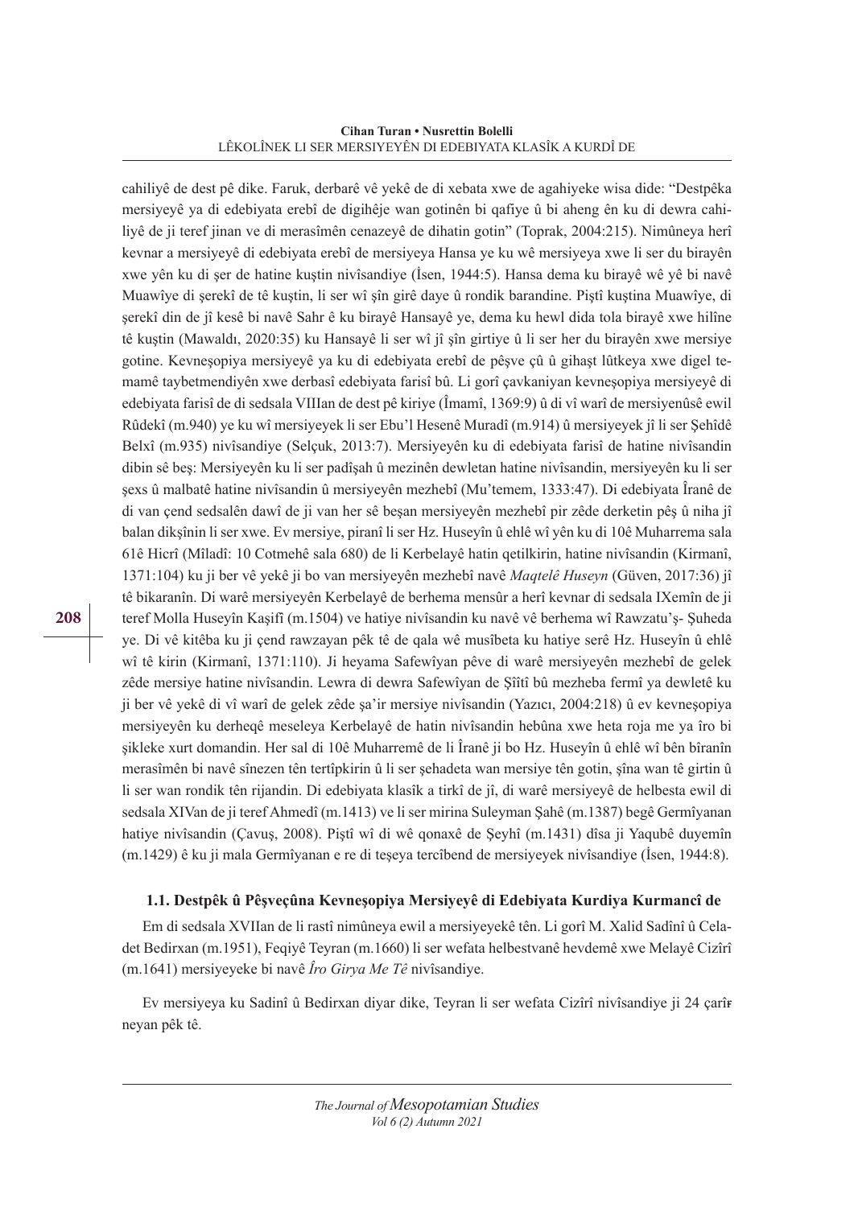cahiliyê de dest pê dike. Faruk, derbarê vê yekê de di xebata xwe de agahiyeke wisa dide: "Destpêka mersiyeyê ya di edebiyata erebî de digihêje wan gotinên bi qafiye û bi aheng ên ku di dewra cahiliyê de ji teref jinan ve di merasîmên cenazeyê de dihatin gotin" (Toprak, 2004:215). Nimûneya herî kevnar a mersiyeyê di edebiyata erebî de mersiyeya Hansa ye ku wê mersiyeya xwe li ser du birayên xwe yên ku di şer de hatine kuştin nivîsandiye (İsen, 1944:5). Hansa dema ku birayê wê yê bi navê Muawîye di şerekî de tê kuştin, li ser wî şîn girê daye û rondik barandine. Piştî kuştina Muawîye, di şerekî din de jî kesê bi navê Sahr ê ku birayê Hansayê ye, dema ku hewl dida tola birayê xwe hilîne tê kuştin (Mawaldı, 2020:35) ku Hansayê li ser wî jî şîn girtiye û li ser her du birayên xwe mersiye gotine. Kevneşopiya mersiyeyê ya ku di edebiyata erebî de pêşve çû û gihaşt lûtkeya xwe digel temamê taybetmendiyên xwe derbasî edebiyata farisî bû. Li gorî çavkaniyan kevneşopiya mersiyeyê di edebiyata farisî de di sedsala VIIIan de dest pê kiriye (İmamî, 1369:9) û di vî warî de mersiyenûsê ewil Rûdekî (m.940) ye ku wî mersiyeyek li ser Ebu'l Hesenê Muradî (m.914) û mersiyeyek jî li ser Şehîdê Belxî (m.935) nivîsandiye (Selçuk, 2013:7). Mersiyeyên ku di edebiyata farisî de hatine nivîsandin dibin sê beş: Mersiyeyên ku li ser padîşah û mezinên dewletan hatine nivîsandin, mersiyeyên ku li ser şexs û malbatê hatine nivîsandin û mersiyeyên mezhebî (Mu'temem, 1333:47). Di edebiyata Îranê de di van çend sedsalên dawî de ji van her sê beşan mersiyeyên mezhebî pir zêde derketin pêş û niha jî balan dikşînin li ser xwe. Ev mersiye, piranî li ser Hz. Huseyîn û ehlê wî yên ku di 10ê Muharrema sala 61ê Hicrî (Mîladî: 10 Cotmehê sala 680) de li Kerbelayê hatin qetilkirin, hatine nivîsandin (Kirmanî, 1371:104) ku ji ber vê yekê ji bo van mersiyeyên mezhebî navê *Maqtelê Huseyn* (Güven, 2017:36) jî tê bikaranîn. Di warê mersiyeyên Kerbelayê de berhema mensûr a herî kevnar di sedsala IXemîn de ji teref Molla Huseyîn Kaşifî (m.1504) ve hatiye nivîsandin ku navê vê berhema wî Rawzatu'ş- Şuheda ye. Di vê kitêba ku ji çend rawzayan pêk tê de qala wê musîbeta ku hatiye serê Hz. Huseyîn û ehlê wî tê kirin (Kirmanî, 1371:110). Ji heyama Safewîyan pêve di warê mersiyeyên mezhebî de gelek zêde mersiye hatine nivîsandin. Lewra di dewra Safewîyan de Şîîtî bû mezheba fermî ya dewletê ku ji ber vê yekê di vî warî de gelek zêde şa'ir mersiye nivîsandin (Yazıcı, 2004:218) û ev kevneşopiya mersiyeyên ku derheqê meseleya Kerbelayê de hatin nivîsandin hebûna xwe heta roja me ya îro bi şikleke xurt domandin. Her sal di 10ê Muharremê de li Îranê ji bo Hz. Huseyîn û ehlê wî bên bîranîn merasîmên bi navê sînezen tên tertîpkirin û li ser şehadeta wan mersiye tên gotin, şîna wan tê girtin û li ser wan rondik tên rijandin. Di edebiyata klasîk a tirkî de jî, di warê mersiyeyê de helbesta ewil di sedsala XIVan de ji teref Ahmedî (m.1413) ve li ser mirina Suleyman Şahê (m.1387) begê Germîyanan hatiye nivîsandin (Çavuş, 2008). Piştî wî di wê qonaxê de Şeyhî (m.1431) dîsa ji Yaqubê duyemîn (m.1429) ê ku ji mala Germîyanan e re di teşeya tercîbend de mersiyeyek nivîsandiye (İsen, 1944:8).

### 1.1. Destpêk û Pêşveçûna Kevneşopiya Mersiyeyê di Edebiyata Kurdiya Kurmancî de

Em di sedsala XVIIan de li rastî nimûneya ewil a mersiyeyekê tên. Li gorî M. Xalid Sadînî û Celadet Bedirxan (m.1951), Feqiyê Teyran (m.1660) li ser wefata helbestvanê hevdemê xwe Melayê Cizîrî (m.1641) mersiyeyeke bi navê *Îro Girya Me Tê* nivîsandiye.

Ev mersiyeya ku Sadinî û Bedirxan diyar dike, Teyran li ser wefata Cizîrî nivîsandiye ji 24 çarîneyan pêk tê.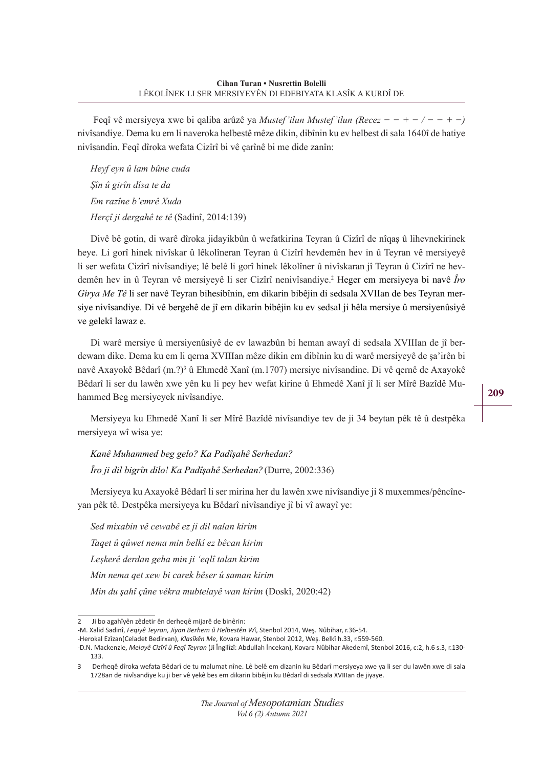Feqî vê mersiyeya xwe bi qaliba arûzê ya *Mustef'ilun Mustef'ilun (Recez − − + − / − − + −)* nivîsandiye. Dema ku em li naveroka helbestê mêze dikin, dibînin ku ev helbest di sala 1640î de hatiye nivîsandin. Feqî dîroka wefata Cizîrî bi vê çarînê bi me dide zanîn:

*Heyf eyn û lam bûne cuda*

*Şîn û girîn dîsa te da*

*Em razîne b'emrê Xuda*

*Herçî ji dergahê te tê* (Sadinî, 2014:139)

Divê bê gotin, di warê dîroka jidayikbûn û wefatkirina Teyran û Cizîrî de nîqaş û lihevnekirinek heye. Li gorî hinek nivîskar û lêkolîneran Teyran û Cizîrî hevdemên hev in û Teyran vê mersiyeyê li ser wefata Cizîrî nivîsandiye; lê belê li gorî hinek lêkolîner û nivîskaran jî Teyran û Cizîrî ne hevdemên hev in û Teyran vê mersiyeyê li ser Cizîrî nenivîsandiye.[2] Heger em mersiyeya bi navê *Îro Girya Me Tê* li ser navê Teyran bihesibînin, em dikarin bibêjin di sedsala XVIIan de bes Teyran mersiye nivîsandiye. Di vê bergehê de jî em dikarin bibêjin ku ev sedsal ji hêla mersiye û mersiyenûsiyê ve gelekî lawaz e.

Di warê mersiye û mersiyenûsiyê de ev lawazbûn bi heman awayî di sedsala XVIIIan de jî berdewam dike. Dema ku em li qerna XVIIIan mêze dikin em dibînin ku di warê mersiyeyê de şa'irên bi navê Axayokê Bêdarî (m.?)[3] û Ehmedê Xanî (m.1707) mersiye nivîsandine. Di vê qernê de Axayokê Bêdarî li ser du lawên xwe yên ku li pey hev wefat kirine û Ehmedê Xanî jî li ser Mîrê Bazîdê Muhammed Beg mersiyeyek nivîsandiye.

Mersiyeya ku Ehmedê Xanî li ser Mîrê Bazîdê nivîsandiye tev de ji 34 beytan pêk tê û destpêka mersiyeya wî wisa ye:

*Kanê Muhammed beg gelo? Ka Padîşahê Serhedan?*

*Îro ji dil bigrîn dilo! Ka Padîşahê Serhedan?* (Durre, 2002:336)

Mersiyeya ku Axayokê Bêdarî li ser mirina her du lawên xwe nivîsandiye ji 8 muxemmes/pêncîneyan pêk tê. Destpêka mersiyeya ku Bêdarî nivîsandiye jî bi vî awayî ye:

*Sed mixabin vê cewabê ez ji dil nalan kirim*

*Taqet û qûwet nema min belkî ez bêcan kirim*

*Leşkerê derdan geha min ji 'eqlî talan kirim*

*Min nema qet xew bi carek bêser û saman kirim*

*Min du şahî çûne vêkra mubtelayê wan kirim* (Doskî, 2020:42)

---

2 Ji bo agahîyên zêdetir ên derheqê mijarê de binêrin:

-M. Xalid Sadinî, *Feqiyê Teyran, Jiyan Berhem û Helbestên Wî*, Stenbol 2014, Weş. Nûbihar, r.36-54.

-Herokal Ezîzan(Celadet Bedirxan), *Klasîkên Me*, Kovara Hawar, Stenbol 2012, Weş. Belkî h.33, r.559-560.

-D.N. Mackenzie, *Melayê Cizîrî û Feqî Teyran* (Ji Îngilîzî: Abdullah İncekan), Kovara Nûbihar Akedemî, Stenbol 2016, c:2, h.6 s.3, r.130-133.

3 Derheqê dîroka wefata Bêdarî de tu malumat nîne. Lê belê em dizanin ku Bêdarî mersiyeya xwe ya li ser du lawên xwe di sala 1728an de nivîsandiye ku ji ber vê yekê bes em dikarin bibêjin ku Bêdarî di sedsala XVIIIan de jiyaye.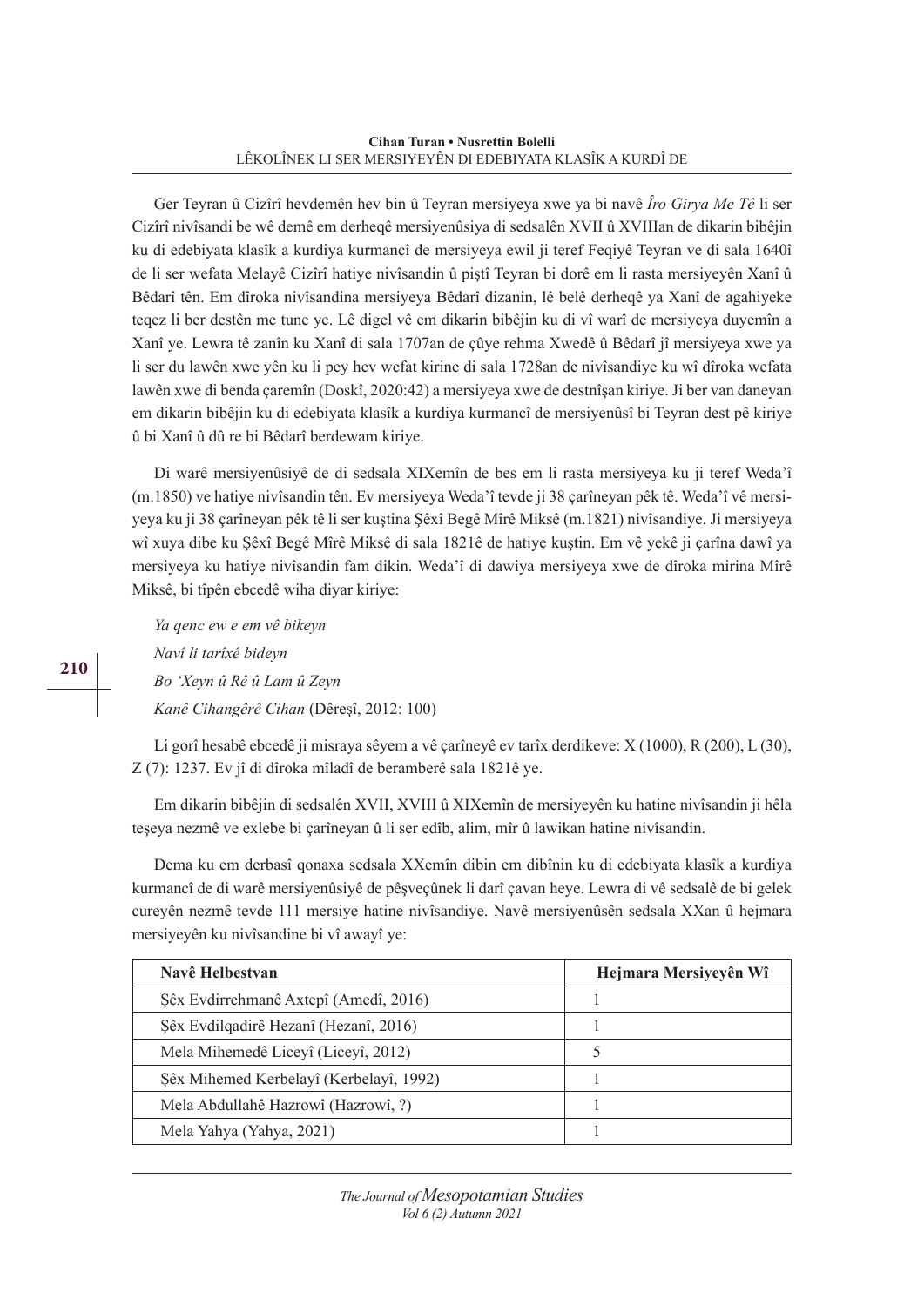Ger Teyran û Cizîrî hevdemên hev bin û Teyran mersiyeya xwe ya bi navê *Îro Girya Me Tê* li ser Cizîrî nivîsandi be wê demê em derheqê mersiyenûsiya di sedsalên XVII û XVIIIan de dikarin bibêjin ku di edebiyata klasîk a kurdiya kurmancî de mersiyeya ewil ji teref Feqiyê Teyran ve di sala 1640î de li ser wefata Melayê Cizîrî hatiye nivîsandin û piştî Teyran bi dorê em li rasta mersiyeyên Xanî û Bêdarî tên. Em dîroka nivîsandina mersiyeya Bêdarî dizanin, lê belê derheqê ya Xanî de agahiyeke teqez li ber destên me tune ye. Lê digel vê em dikarin bibêjin ku di vî warî de mersiyeya duyemîn a Xanî ye. Lewra tê zanîn ku Xanî di sala 1707an de çûye rehma Xwedê û Bêdarî jî mersiyeya xwe ya li ser du lawên xwe yên ku li pey hev wefat kirine di sala 1728an de nivîsandiye ku wî dîroka wefata lawên xwe di benda çaremîn (Doskî, 2020:42) a mersiyeya xwe de destnîşan kiriye. Ji ber van daneyan em dikarin bibêjin ku di edebiyata klasîk a kurdiya kurmancî de mersiyenûsî bi Teyran dest pê kiriye û bi Xanî û dû re bi Bêdarî berdewam kiriye.

Di warê mersiyenûsiyê de di sedsala XIXemîn de bes em li rasta mersiyeya ku ji teref Weda'î (m.1850) ve hatiye nivîsandin tên. Ev mersiyeya Weda'î tevde ji 38 çarîneyan pêk tê. Weda'î vê mersiyeya ku ji 38 çarîneyan pêk tê li ser kuştina Şêxî Begê Mîrê Miksê (m.1821) nivîsandiye. Ji mersiyeya wî xuya dibe ku Şêxî Begê Mîrê Miksê di sala 1821ê de hatiye kuştin. Em vê yekê ji çarîna dawî ya mersiyeya ku hatiye nivîsandin fam dikin. Weda'î di dawiya mersiyeya xwe de dîroka mirina Mîrê Miksê, bi tîpên ebcedê wiha diyar kiriye:

*Ya qenc ew e em vê bikeyn*

*Navî li tarîxê bideyn*

*Bo 'Xeyn û Rê û Lam û Zeyn*

*Kanê Cihangêrê Cihan* (Dêreşî, 2012: 100)

Li gorî hesabê ebcedê ji misraya sêyem a vê çarîneyê ev tarîx derdikeve: X (1000), R (200), L (30), Z (7): 1237. Ev jî di dîroka mîladî de beramberê sala 1821ê ye.

Em dikarin bibêjin di sedsalên XVII, XVIII û XIXemîn de mersiyeyên ku hatine nivîsandin ji hêla teşeya nezmê ve exlebe bi çarîneyan û li ser edîb, alim, mîr û lawikan hatine nivîsandin.

Dema ku em derbasî qonaxa sedsala XXemîn dibin em dibînin ku di edebiyata klasîk a kurdiya kurmancî de di warê mersiyenûsiyê de pêşveçûnek li darî çavan heye. Lewra di vê sedsalê de bi gelek cureyên nezmê tevde 111 mersiye hatine nivîsandiye. Navê mersiyenûsên sedsala XXan û hejmara mersiyeyên ku nivîsandine bi vî awayî ye:

| Navê Helbestvan | Hejmara Mersiyeyên Wî |
|---|---|
| Şêx Evdirrehmanê Axtepî (Amedî, 2016) | 1 |
| Şêx Evdilqadirê Hezanî (Hezanî, 2016) | 1 |
| Mela Mihemedê Liceyî (Liceyî, 2012) | 5 |
| Şêx Mihemed Kerbelayî (Kerbelayî, 1992) | 1 |
| Mela Abdullahê Hazrowî (Hazrowî, ?) | 1 |
| Mela Yahya (Yahya, 2021) | 1 |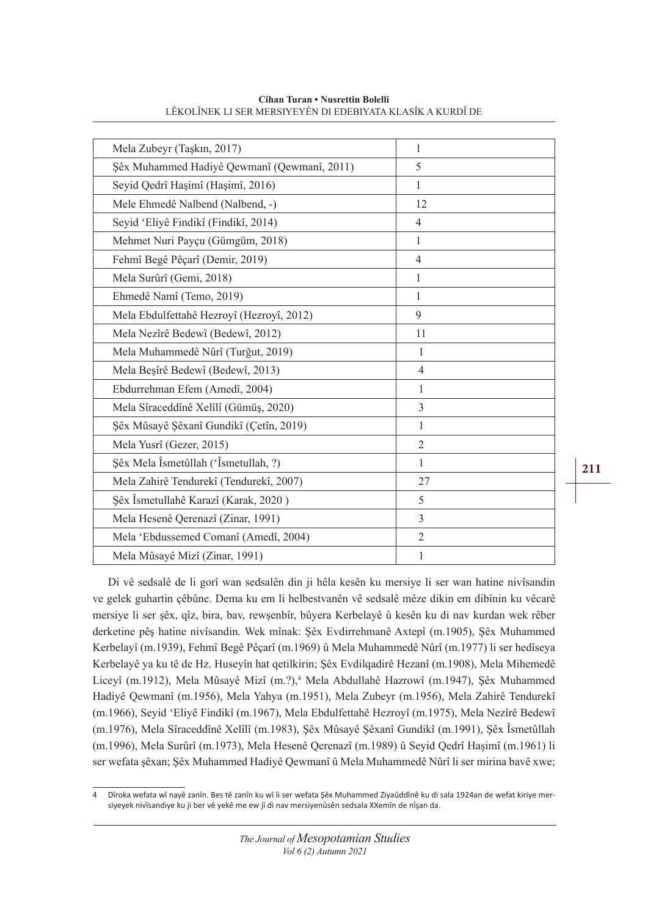| | |
|---|---|
| Mela Zubeyr (Taşkın, 2017) | 1 |
| Şêx Muhammed Hadiyê Qewmanî (Qewmanî, 2011) | 5 |
| Seyid Qedrî Haşimî (Haşimî, 2016) | 1 |
| Mele Ehmedê Nalbend (Nalbend, -) | 12 |
| Seyid 'Eliyê Findikî (Findikî, 2014) | 4 |
| Mehmet Nuri Payçu (Gümgüm, 2018) | 1 |
| Fehmî Begê Pêçarî (Demir, 2019) | 4 |
| Mela Surûrî (Gemi, 2018) | 1 |
| Ehmedê Namî (Temo, 2019) | 1 |
| Mela Ebdulfettahê Hezroyî (Hezroyî, 2012) | 9 |
| Mela Nezîrê Bedewî (Bedewî, 2012) | 11 |
| Mela Muhammedê Nûrî (Turğut, 2019) | 1 |
| Mela Beşîrê Bedewî (Bedewî, 2013) | 4 |
| Ebdurrehman Efem (Amedî, 2004) | 1 |
| Mela Sîraceddînê Xelîlî (Gümüş, 2020) | 3 |
| Şêx Mûsayê Şêxanî Gundikî (Çetîn, 2019) | 1 |
| Mela Yusrî (Gezer, 2015) | 2 |
| Şêx Mela Îsmetûllah ('Îsmetullah, ?) | 1 |
| Mela Zahirê Tendurekî (Tendurekî, 2007) | 27 |
| Şêx Îsmetullahê Karazî (Karak, 2020 ) | 5 |
| Mela Hesenê Qerenazî (Zinar, 1991) | 3 |
| Mela 'Ebdussemed Comanî (Amedî, 2004) | 2 |
| Mela Mûsayê Mizî (Zinar, 1991) | 1 |

Di vê sedsalê de li gorî wan sedsalên din ji hêla kesên ku mersiye li ser wan hatine nivîsandin ve gelek guhartin çêbûne. Dema ku em li helbestvanên vê sedsalê mêze dikin em dibînin ku vêcarê mersiye li ser şêx, qîz, bira, bav, rewşenbîr, bûyera Kerbelayê û kesên ku di nav kurdan wek rêber derketine pêş hatine nivîsandin. Wek mînak: Şêx Evdirrehmanê Axtepî (m.1905), Şêx Muhammed Kerbelayî (m.1939), Fehmî Begê Pêçarî (m.1969) û Mela Muhammedê Nûrî (m.1977) li ser hedîseya Kerbelayê ya ku tê de Hz. Huseyîn hat qetilkirin; Şêx Evdilqadirê Hezanî (m.1908), Mela Mihemedê Liceyî (m.1912), Mela Mûsayê Mizî (m.?),[4] Mela Abdullahê Hazrowî (m.1947), Şêx Muhammed Hadiyê Qewmanî (m.1956), Mela Yahya (m.1951), Mela Zubeyr (m.1956), Mela Zahirê Tendurekî (m.1966), Seyid 'Eliyê Findikî (m.1967), Mela Ebdulfettahê Hezroyî (m.1975), Mela Nezîrê Bedewî (m.1976), Mela Sîraceddînê Xelîlî (m.1983), Şêx Mûsayê Şêxanî Gundikî (m.1991), Şêx Îsmetûllah (m.1996), Mela Surûrî (m.1973), Mela Hesenê Qerenazî (m.1989) û Seyid Qedrî Haşimî (m.1961) li ser wefata şêxan; Şêx Muhammed Hadiyê Qewmanî û Mela Muhammedê Nûrî li ser mirina bavê xwe;

4 Dîroka wefata wî nayê zanîn. Bes tê zanîn ku wî li ser wefata Şêx Muhammed Ziyaûddînê ku di sala 1924an de wefat kiriye mersiyeyek nivîsandiye ku ji ber vê yekê me ew jî di nav mersiyenûsên sedsala XXemîn de nîşan da.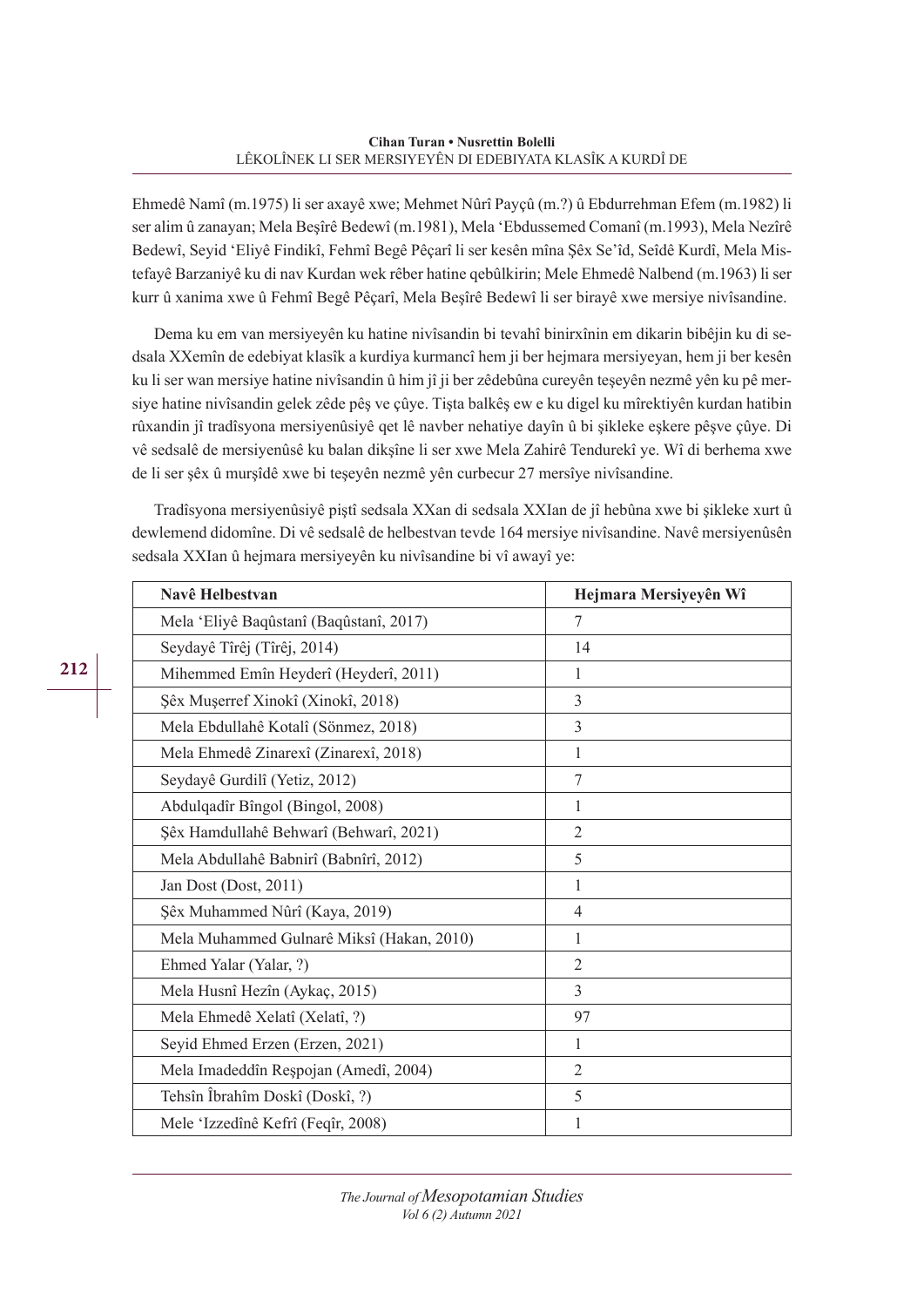Ehmedê Namî (m.1975) li ser axayê xwe; Mehmet Nûrî Payçû (m.?) û Ebdurrehman Efem (m.1982) li ser alim û zanayan; Mela Beşîrê Bedewî (m.1981), Mela 'Ebdussemed Comanî (m.1993), Mela Nezîrê Bedewî, Seyid 'Eliyê Findikî, Fehmî Begê Pêçarî li ser kesên mîna Şêx Se'îd, Seîdê Kurdî, Mela Mistefayê Barzaniyê ku di nav Kurdan wek rêber hatine qebûlkirin; Mele Ehmedê Nalbend (m.1963) li ser kurr û xanima xwe û Fehmî Begê Pêçarî, Mela Beşîrê Bedewî li ser birayê xwe mersiye nivîsandine.

Dema ku em van mersiyeyên ku hatine nivîsandin bi tevahî binirxînin em dikarin bibêjin ku di sedsala XXemîn de edebiyat klasîk a kurdiya kurmancî hem ji ber hejmara mersiyeyan, hem ji ber kesên ku li ser wan mersiye hatine nivîsandin û him jî ji ber zêdebûna cureyên teşeyên nezmê yên ku pê mersiye hatine nivîsandin gelek zêde pêş ve çûye. Tişta balkêş ew e ku digel ku mîrektiyên kurdan hatibin rûxandin jî tradîsyona mersiyenûsiyê qet lê navber nehatiye dayîn û bi şikleke eşkere pêşve çûye. Di vê sedsalê de mersiyenûsê ku balan dikşîne li ser xwe Mela Zahirê Tendurekî ye. Wî di berhema xwe de li ser şêx û murşîdê xwe bi teşeyên nezmê yên curbecur 27 mersîye nivîsandine.

Tradîsyona mersiyenûsiyê piştî sedsala XXan di sedsala XXIan de jî hebûna xwe bi şikleke xurt û dewlemend didomîne. Di vê sedsalê de helbestvan tevde 164 mersiye nivîsandine. Navê mersiyenûsên sedsala XXIan û hejmara mersiyeyên ku nivîsandine bi vî awayî ye:

| Navê Helbestvan | Hejmara Mersiyeyên Wî |
|---|---|
| Mela 'Eliyê Baqûstanî (Baqûstanî, 2017) | 7 |
| Seydayê Tîrêj (Tîrêj, 2014) | 14 |
| Mihemmed Emîn Heyderî (Heyderî, 2011) | 1 |
| Şêx Muşerref Xinokî (Xinokî, 2018) | 3 |
| Mela Ebdullahê Kotalî (Sönmez, 2018) | 3 |
| Mela Ehmedê Zinarexî (Zinarexî, 2018) | 1 |
| Seydayê Gurdilî (Yetiz, 2012) | 7 |
| Abdulqadîr Bîngol (Bingol, 2008) | 1 |
| Şêx Hamdullahê Behwarî (Behwarî, 2021) | 2 |
| Mela Abdullahê Babnirî (Babnîrî, 2012) | 5 |
| Jan Dost (Dost, 2011) | 1 |
| Şêx Muhammed Nûrî (Kaya, 2019) | 4 |
| Mela Muhammed Gulnarê Miksî (Hakan, 2010) | 1 |
| Ehmed Yalar (Yalar, ?) | 2 |
| Mela Husnî Hezîn (Aykaç, 2015) | 3 |
| Mela Ehmedê Xelatî (Xelatî, ?) | 97 |
| Seyid Ehmed Erzen (Erzen, 2021) | 1 |
| Mela Imadeddîn Reşpojan (Amedî, 2004) | 2 |
| Tehsîn Îbrahîm Doskî (Doskî, ?) | 5 |
| Mele 'Izzedînê Kefrî (Feqîr, 2008) | 1 |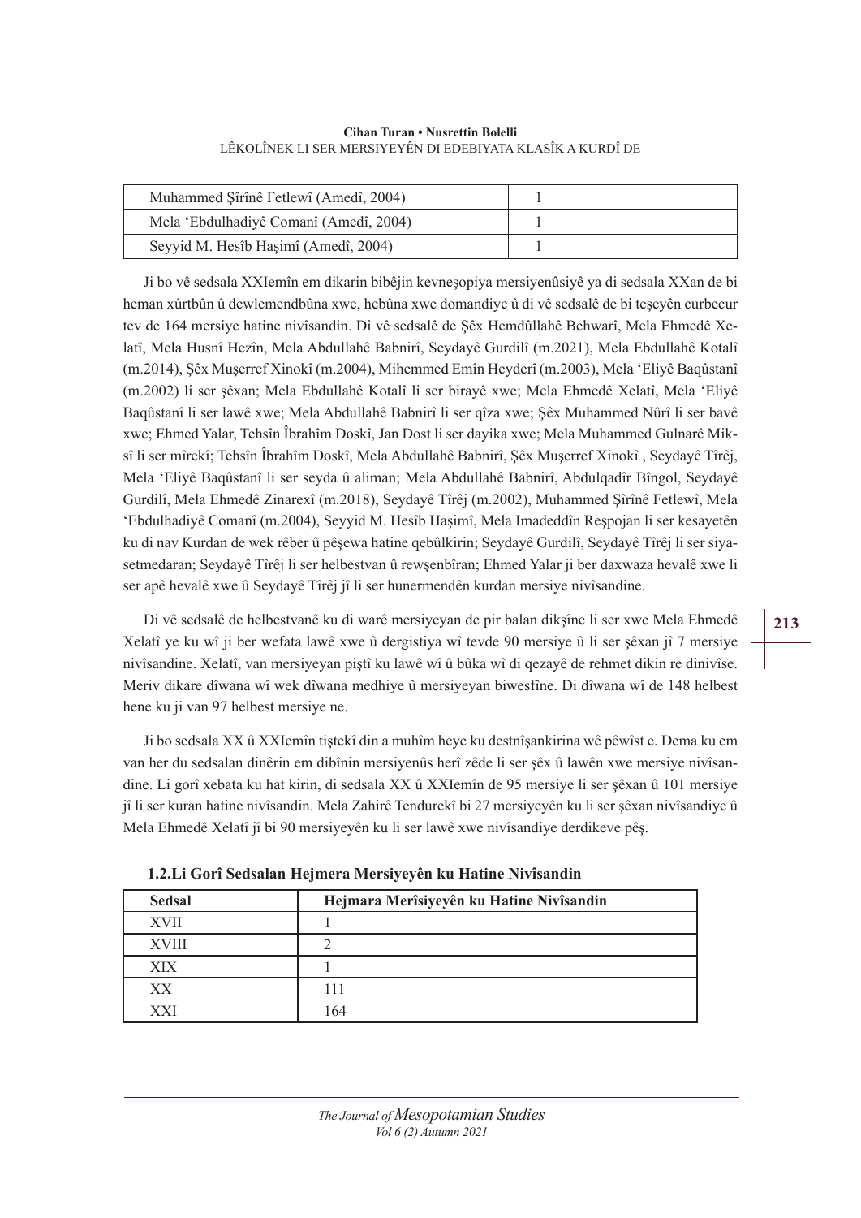| | |
|---|---|
| Muhammed Şîrînê Fetlewî (Amedî, 2004) | 1 |
| Mela 'Ebdulhadiyê Comanî (Amedî, 2004) | 1 |
| Seyyid M. Hesîb Haşimî (Amedî, 2004) | 1 |

Ji bo vê sedsala XXIemîn em dikarin bibêjin kevneşopiya mersiyenûsiyê ya di sedsala XXan de bi heman xûrtbûn û dewlemendbûna xwe, hebûna xwe domandiye û di vê sedsalê de bi teşeyên curbecur tev de 164 mersiye hatine nivîsandin. Di vê sedsalê de Şêx Hemdûllahê Behwarî, Mela Ehmedê Xelatî, Mela Husnî Hezîn, Mela Abdullahê Babnirî, Seydayê Gurdilî (m.2021), Mela Ebdullahê Kotalî (m.2014), Şêx Muşerref Xinokî (m.2004), Mihemmed Emîn Heyderî (m.2003), Mela 'Eliyê Baqûstanî (m.2002) li ser şêxan; Mela Ebdullahê Kotalî li ser birayê xwe; Mela Ehmedê Xelatî, Mela 'Eliyê Baqûstanî li ser lawê xwe; Mela Abdullahê Babnirî li ser qîza xwe; Şêx Muhammed Nûrî li ser bavê xwe; Ehmed Yalar, Tehsîn Îbrahîm Doskî, Jan Dost li ser dayika xwe; Mela Muhammed Gulnarê Miksî li ser mîrekî; Tehsîn Îbrahîm Doskî, Mela Abdullahê Babnirî, Şêx Muşerref Xinokî , Seydayê Tîrêj, Mela 'Eliyê Baqûstanî li ser seyda û aliman; Mela Abdullahê Babnirî, Abdulqadîr Bîngol, Seydayê Gurdilî, Mela Ehmedê Zinarexî (m.2018), Seydayê Tîrêj (m.2002), Muhammed Şîrînê Fetlewî, Mela 'Ebdulhadiyê Comanî (m.2004), Seyyid M. Hesîb Haşimî, Mela Imadeddîn Reşpojan li ser kesayetên ku di nav Kurdan de wek rêber û pêşewa hatine qebûlkirin; Seydayê Gurdilî, Seydayê Tîrêj li ser siyasetmedaran; Seydayê Tîrêj li ser helbestvan û rewşenbîran; Ehmed Yalar ji ber daxwaza hevalê xwe li ser apê hevalê xwe û Seydayê Tîrêj jî li ser hunermendên kurdan mersiye nivîsandine.

Di vê sedsalê de helbestvanê ku di warê mersiyeyan de pir balan dikşîne li ser xwe Mela Ehmedê Xelatî ye ku wî ji ber wefata lawê xwe û dergistiya wî tevde 90 mersiye û li ser şêxan jî 7 mersiye nivîsandine. Xelatî, van mersiyeyan piştî ku lawê wî û bûka wî di qezayê de rehmet dikin re dinivîse. Meriv dikare dîwana wî wek dîwana medhiye û mersiyeyan biwesfîne. Di dîwana wî de 148 helbest hene ku ji van 97 helbest mersiye ne.

Ji bo sedsala XX û XXIemîn tiştekî din a muhîm heye ku destnîşankirina wê pêwîst e. Dema ku em van her du sedsalan dinêrin em dibînin mersiyenûs herî zêde li ser şêx û lawên xwe mersiye nivîsandine. Li gorî xebata ku hat kirin, di sedsala XX û XXIemîn de 95 mersiye li ser şêxan û 101 mersiye jî li ser kuran hatine nivîsandin. Mela Zahirê Tendurekî bi 27 mersiyeyên ku li ser şêxan nivîsandiye û Mela Ehmedê Xelatî jî bi 90 mersiyeyên ku li ser lawê xwe nivîsandiye derdikeve pêş.

**1.2.Li Gorî Sedsalan Hejmera Mersiyeyên ku Hatine Nivîsandin**

| Sedsal | Hejmara Merîsiyeyên ku Hatine Nivîsandin |
|---|---|
| XVII | 1 |
| XVIII | 2 |
| XIX | 1 |
| XX | 111 |
| XXI | 164 |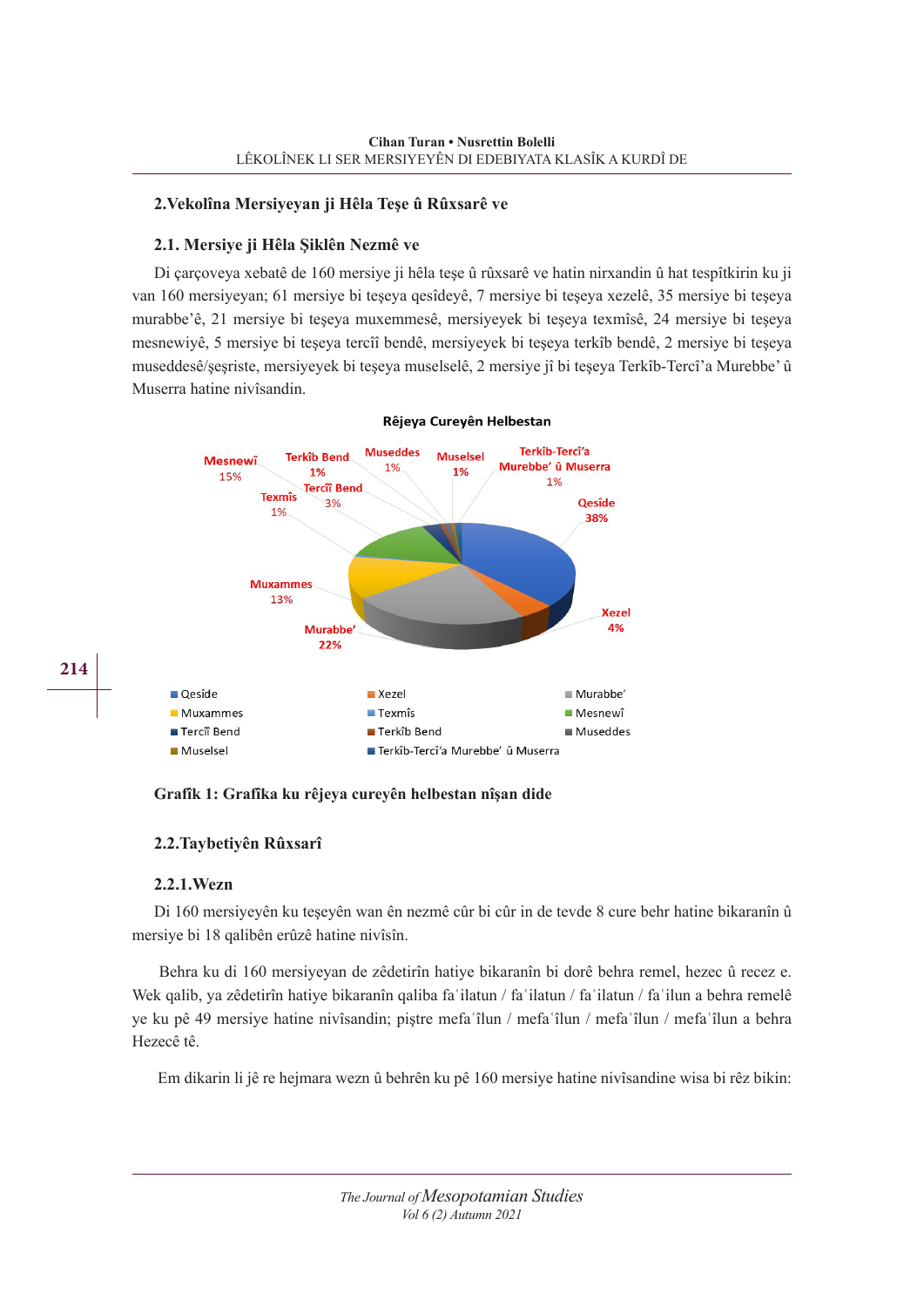## 2.Vekolîna Mersiyeyan ji Hêla Teşe û Rûxsarê ve

### 2.1. Mersiye ji Hêla Şiklên Nezmê ve

Di çarçoveya xebatê de 160 mersiye ji hêla teşe û rûxsarê ve hatin nirxandin û hat tespîtkirin ku ji van 160 mersiyeyan; 61 mersiye bi teşeya qesîdeyê, 7 mersiye bi teşeya xezelê, 35 mersiye bi teşeya murabbe'ê, 21 mersiye bi teşeya muxemmesê, mersiyeyek bi teşeya texmîsê, 24 mersiye bi teşeya mesnewiyê, 5 mersiye bi teşeya tercîî bendê, mersiyeyek bi teşeya terkîb bendê, 2 mersiye bi teşeya museddesê/şeşriste, mersiyeyek bi teşeya muselselê, 2 mersiye jî bi teşeya Terkîb-Tercî'a Murebbe' û Muserra hatine nivîsandin.

**Rêjeya Cureyên Helbestan**

| Cure | Rêje |
|---|---|
| Qesîde | 38% |
| Xezel | 4% |
| Murabbe' | 22% |
| Muxammes | 13% |
| Texmîs | 1% |
| Mesnewî | 15% |
| Tercîî Bend | 3% |
| Terkîb Bend | 1% |
| Museddes | 1% |
| Muselsel | 1% |
| Terkîb-Tercî'a Murebbe' û Muserra | 1% |

**Grafîk 1: Grafîka ku rêjeya cureyên helbestan nîşan dide**

### 2.2.Taybetiyên Rûxsarî

#### 2.2.1.Wezn

Di 160 mersiyeyên ku teşeyên wan ên nezmê cûr bi cûr in de tevde 8 cure behr hatine bikaranîn û mersiye bi 18 qalibên erûzê hatine nivîsîn.

Behra ku di 160 mersiyeyan de zêdetirîn hatiye bikaranîn bi dorê behra remel, hezec û recez e. Wek qalib, ya zêdetirîn hatiye bikaranîn qaliba faʿilatun / faʿilatun / faʿilatun / faʿilun a behra remelê ye ku pê 49 mersiye hatine nivîsandin; piştre mefaʿîlun / mefaʿîlun / mefaʿîlun / mefaʿîlun a behra Hezecê tê.

Em dikarin li jê re hejmara wezn û behrên ku pê 160 mersiye hatine nivîsandine wisa bi rêz bikin: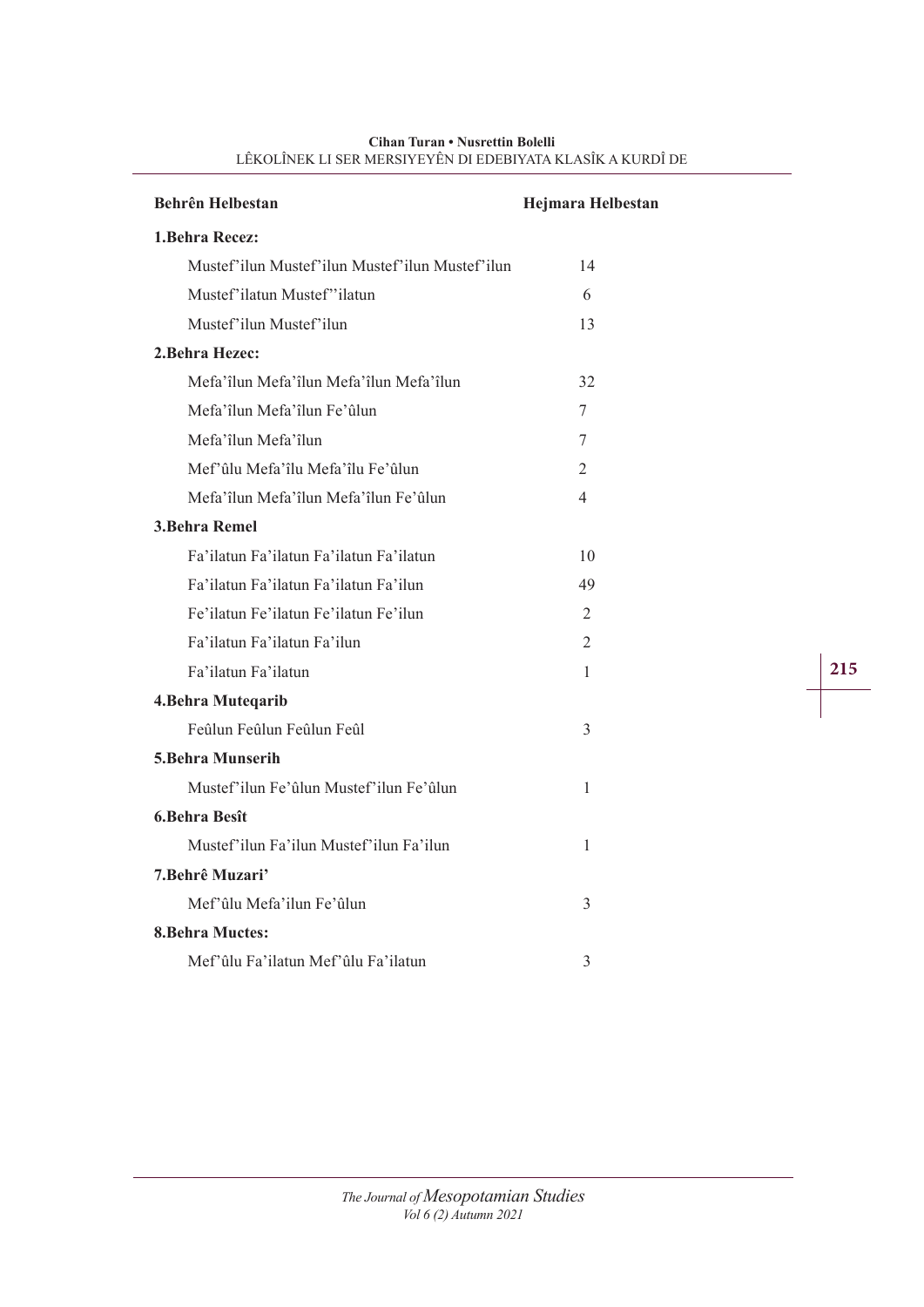| Behrên Helbestan | Hejmara Helbestan |
|---|---|
| **1.Behra Recez:** | |
| Mustef'ilun Mustef'ilun Mustef'ilun Mustef'ilun | 14 |
| Mustef'ilatun Mustef''ilatun | 6 |
| Mustef'ilun Mustef'ilun | 13 |
| **2.Behra Hezec:** | |
| Mefa'îlun Mefa'îlun Mefa'îlun Mefa'îlun | 32 |
| Mefa'îlun Mefa'îlun Fe'ûlun | 7 |
| Mefa'îlun Mefa'îlun | 7 |
| Mef'ûlu Mefa'îlu Mefa'îlu Fe'ûlun | 2 |
| Mefa'îlun Mefa'îlun Mefa'îlun Fe'ûlun | 4 |
| **3.Behra Remel** | |
| Fa'ilatun Fa'ilatun Fa'ilatun Fa'ilatun | 10 |
| Fa'ilatun Fa'ilatun Fa'ilatun Fa'ilun | 49 |
| Fe'ilatun Fe'ilatun Fe'ilatun Fe'ilun | 2 |
| Fa'ilatun Fa'ilatun Fa'ilun | 2 |
| Fa'ilatun Fa'ilatun | 1 |
| **4.Behra Muteqarib** | |
| Feûlun Feûlun Feûlun Feûl | 3 |
| **5.Behra Munserih** | |
| Mustef'ilun Fe'ûlun Mustef'ilun Fe'ûlun | 1 |
| **6.Behra Besît** | |
| Mustef'ilun Fa'ilun Mustef'ilun Fa'ilun | 1 |
| **7.Behrê Muzari'** | |
| Mef'ûlu Mefa'ilun Fe'ûlun | 3 |
| **8.Behra Muctes:** | |
| Mef'ûlu Fa'ilatun Mef'ûlu Fa'ilatun | 3 |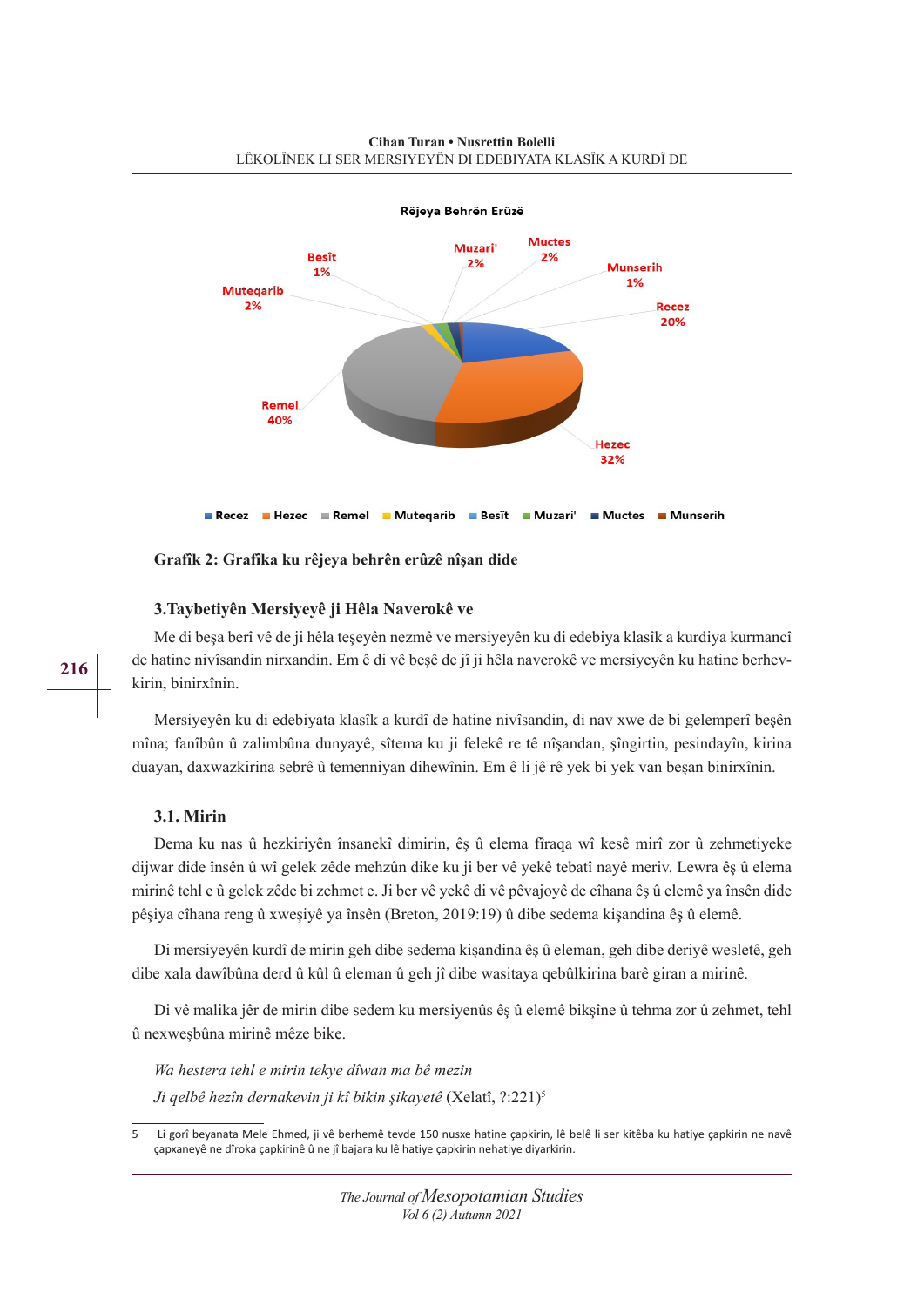Rêjeya Behrên Erûzê

Muteqarib 2%, Besît 1%, Muzari' 2%, Muctes 2%, Munserih 1%, Recez 20%, Hezec 32%, Remel 40%

Recez, Hezec, Remel, Muteqarib, Besît, Muzari', Muctes, Munserih

**Grafîk 2: Grafîka ku rêjeya behrên erûzê nîşan dide**

### 3.Taybetiyên Mersiyeyê ji Hêla Naverokê ve

Me di beşa berî vê de ji hêla teşeyên nezmê ve mersiyeyên ku di edebiya klasîk a kurdiya kurmancî de hatine nivîsandin nirxandin. Em ê di vê beşê de jî ji hêla naverokê ve mersiyeyên ku hatine berhevkirin, binirxînin.

Mersiyeyên ku di edebiyata klasîk a kurdî de hatine nivîsandin, di nav xwe de bi gelemperî beşên mîna; fanîbûn û zalimbûna dunyayê, sîtema ku ji felekê re tê nîşandan, şîngirtin, pesindayîn, kirina duayan, daxwazkirina sebrê û temenniyan dihewînin. Em ê li jê rê yek bi yek van beşan binirxînin.

### 3.1. Mirin

Dema ku nas û hezkiriyên însanekî dimirin, êş û elema fîraqa wî kesê mirî zor û zehmetiyeke dijwar dide însên û wî gelek zêde mehzûn dike ku ji ber vê yekê tebatî nayê meriv. Lewra êş û elema mirinê tehl e û gelek zêde bi zehmet e. Ji ber vê yekê di vê pêvajoyê de cîhana êş û elemê ya însên dide pêşiya cîhana reng û xweşiyê ya însên (Breton, 2019:19) û dibe sedema kişandina êş û elemê.

Di mersiyeyên kurdî de mirin geh dibe sedema kişandina êş û eleman, geh dibe deriyê wesletê, geh dibe xala dawîbûna derd û kûl û eleman û geh jî dibe wasitaya qebûlkirina barê giran a mirinê.

Di vê malika jêr de mirin dibe sedem ku mersiyenûs êş û elemê bikşîne û tehma zor û zehmet, tehl û nexweşbûna mirinê mêze bike.

*Wa hestera tehl e mirin tekye dîwan ma bê mezin*
*Ji qelbê hezîn dernakevin ji kî bikin şikayetê* (Xelatî, ?:221)[5]

---

5 Li gorî beyanata Mele Ehmed, ji vê berhemê tevde 150 nusxe hatine çapkirin, lê belê li ser kitêba ku hatiye çapkirin ne navê çapxaneyê ne dîroka çapkirinê û ne jî bajara ku lê hatiye çapkirin nehatiye diyarkirin.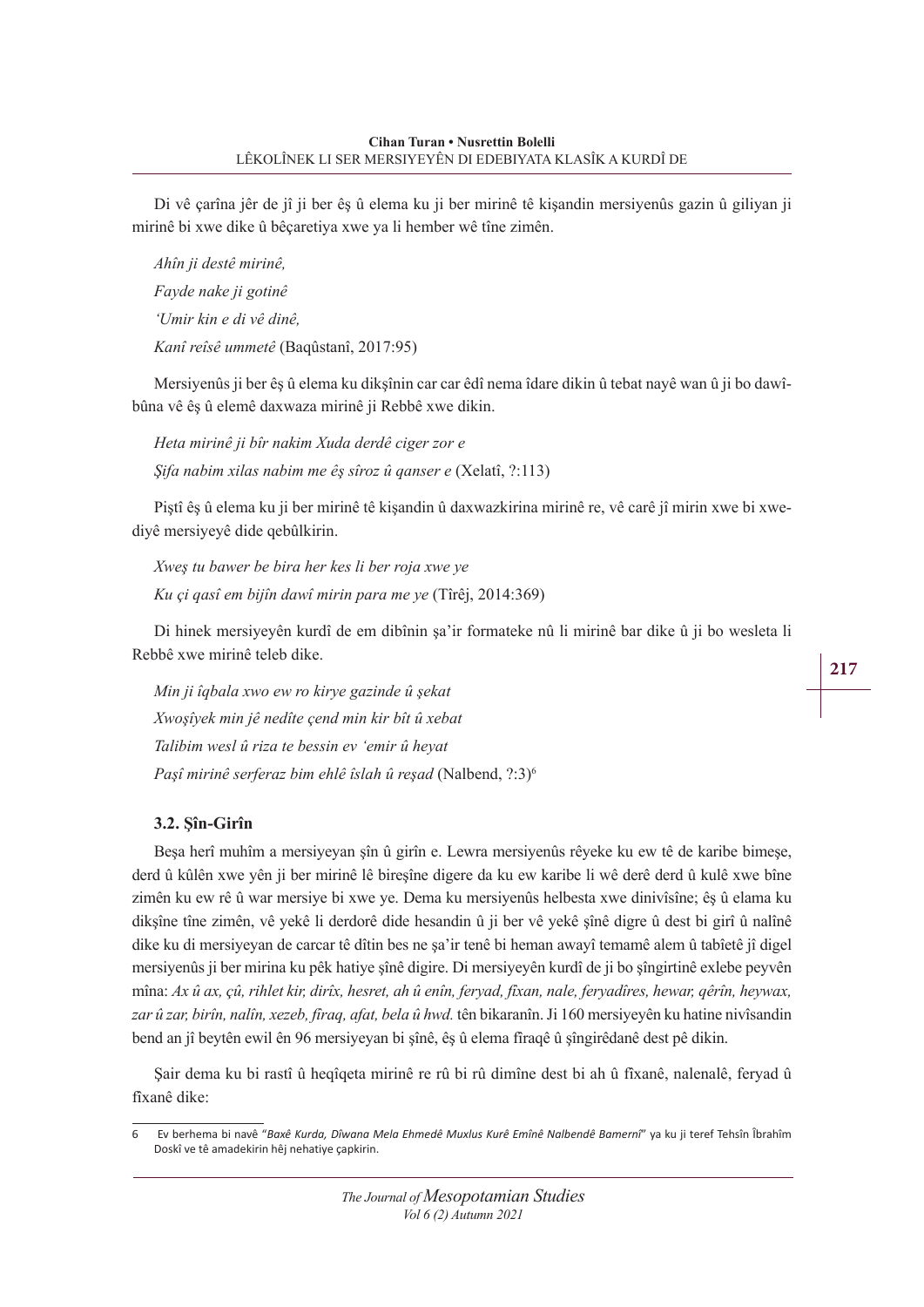Di vê çarîna jêr de jî ji ber êş û elema ku ji ber mirinê tê kişandin mersiyenûs gazin û giliyan ji mirinê bi xwe dike û bêçaretiya xwe ya li hember wê tîne zimên.

*Ahîn ji destê mirinê,*

*Fayde nake ji gotinê*

*'Umir kin e di vê dinê,*

*Kanî reîsê ummetê* (Baqûstanî, 2017:95)

Mersiyenûs ji ber êş û elema ku dikşînin car car êdî nema îdare dikin û tebat nayê wan û ji bo dawîbûna vê êş û elemê daxwaza mirinê ji Rebbê xwe dikin.

*Heta mirinê ji bîr nakim Xuda derdê ciger zor e*

*Şifa nabim xilas nabim me êş sîroz û qanser e* (Xelatî, ?:113)

Piştî êş û elema ku ji ber mirinê tê kişandin û daxwazkirina mirinê re, vê carê jî mirin xwe bi xwediyê mersiyeyê dide qebûlkirin.

*Xweş tu bawer be bira her kes li ber roja xwe ye*

*Ku çi qasî em bijîn dawî mirin para me ye* (Tîrêj, 2014:369)

Di hinek mersiyeyên kurdî de em dibînin şa'ir formateke nû li mirinê bar dike û ji bo wesleta li Rebbê xwe mirinê teleb dike.

*Min ji îqbala xwo ew ro kirye gazinde û şekat*

*Xwoşîyek min jê nedîte çend min kir bît û xebat*

*Talibim wesl û riza te bessin ev 'emir û heyat*

*Paşî mirinê serferaz bim ehlê îslah û reşad* (Nalbend, ?:3)[6]

### 3.2. Şîn-Girîn

Beşa herî muhîm a mersiyeyan şîn û girîn e. Lewra mersiyenûs rêyeke ku ew tê de karibe bimeşe, derd û kûlên xwe yên ji ber mirinê lê bireşîne digere da ku ew karibe li wê derê derd û kulê xwe bîne zimên ku ew rê û war mersiye bi xwe ye. Dema ku mersiyenûs helbesta xwe dinivîsîne; êş û elama ku dikşîne tîne zimên, vê yekê li derdorê dide hesandin û ji ber vê yekê şînê digre û dest bi girî û nalînê dike ku di mersiyeyan de carcar tê dîtin bes ne şa'ir tenê bi heman awayî temamê alem û tabîetê jî digel mersiyenûs ji ber mirina ku pêk hatiye şînê digire. Di mersiyeyên kurdî de jî bo şîngirtinê exlebe peyvên mîna: *Ax û ax, çû, rihlet kir, dirîx, hesret, ah û enîn, feryad, fîxan, nale, feryadîres, hewar, qêrîn, heywax, zar û zar, birîn, nalîn, xezeb, fîraq, afat, bela û hwd.* tên bikaranîn. Ji 160 mersiyeyên ku hatine nivîsandin bend an jî beytên ewil ên 96 mersiyeyan bi şînê, êş û elema fîraqê û şîngirtinêdanê dest pê dikin.

Şair dema ku bi rastî û heqîqeta mirinê re rû bi rû dimîne dest bi ah û fîxanê, nalenalê, feryad û fîxanê dike:

---

[6] Ev berhema bi navê "*Baxê Kurda, Dîwana Mela Ehmedê Muxlus Kurê Emînê Nalbendê Bamernî*" ya ku ji teref Tehsîn Îbrahîm Doskî ve tê amadekirin hêj nehatiye çapkirin.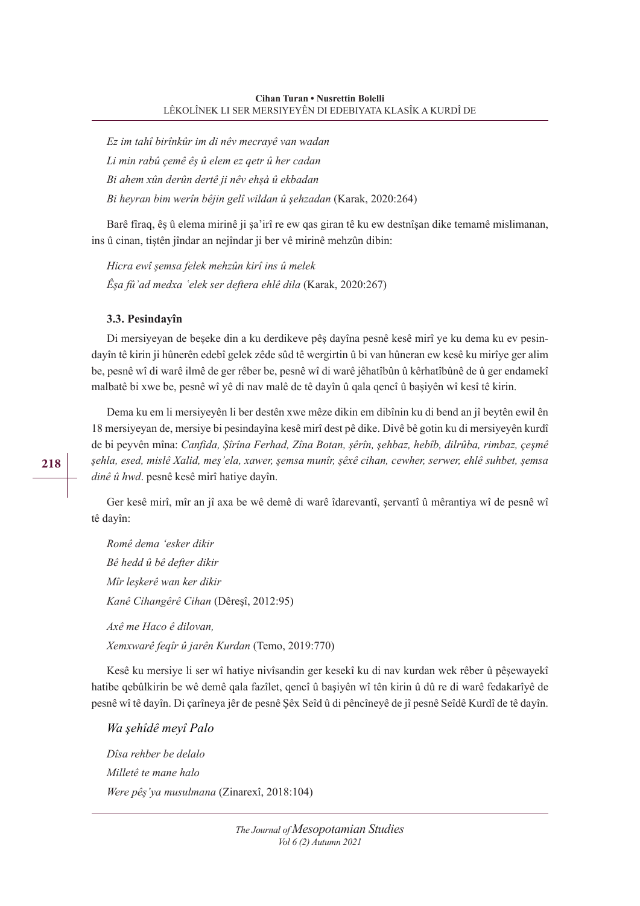*Ez im tahî birînkûr im di nêv mecrayê van wadan*

*Li min rabû çemê êş û elem ez qetr û her cadan*

*Bi ahem xûn derûn dertê ji nêv ehşa û ekbadan*

*Bi heyran bim werîn bêjin gelî wildan û şehzadan* (Karak, 2020:264)

Barê fîraq, êş û elema mirinê ji şa'irî re ew qas giran tê ku ew destnîşan dike temamê mislimanan, ins û cinan, tiştên jîndar an nejîndar ji ber vê mirinê mehzûn dibin:

*Hicra ewî şemsa felek mehzûn kirî ins û melek*

*Êşa fû'ad medxa 'elek ser deftera ehlê dila* (Karak, 2020:267)

### 3.3. Pesindayîn

Di mersiyeyan de beşeke din a ku derdikeve pêş dayîna pesnê kesê mirî ye ku dema ku ev pesindayîn tê kirin ji hûnerên edebî gelek zêde sûd tê wergirtin û bi van hûneran ew kesê ku mirîye ger alim be, pesnê wî di warê ilmê de ger rêber be, pesnê wî di warê jêhatîbûn û kêrhatîbûnê de û ger endamekî malbatê bi xwe be, pesnê wî yê di nav malê de tê dayîn û qala qencî û başiyên wî kesî tê kirin.

Dema ku em li mersiyeyên li ber destên xwe mêze dikin em dibînin ku di bend an jî beytên ewil ên 18 mersiyeyan de, mersiye bi pesindayîna kesê mirî dest pê dike. Divê bê gotin ku di mersiyeyên kurdî de bi peyvên mîna: *Canfîda, Şîrîna Ferhad, Zîna Botan, şêrîn, şehbaz, hebîb, dilrûba, rimbaz, çeşmê şehla, esed, mislê Xalid, meş'ela, xawer, şemsa munîr, şêxê cihan, cewher, serwer, ehlê suhbet, şemsa dinê û hwd*. pesnê kesê mirî hatiye dayîn.

Ger kesê mirî, mîr an jî axa be wê demê di warê îdarevantî, şervantî û mêrantiya wî de pesnê wî tê dayîn:

*Romê dema 'esker dikir*

*Bê hedd û bê defter dikir*

*Mîr leşkerê wan ker dikir*

*Kanê Cihangêrê Cihan* (Dêreşî, 2012:95)

*Axê me Haco ê dilovan,*

*Xemxwarê feqîr û jarên Kurdan* (Temo, 2019:770)

Kesê ku mersiye li ser wî hatiye nivîsandin ger kesekî ku di nav kurdan wek rêber û pêşewayekî hatibe qebûlkirin be wê demê qala fazîlet, qencî û başiyên wî tên kirin û dû re di warê fedakarîyê de pesnê wî tê dayîn. Di çarîneya jêr de pesnê Şêx Seîd û di pêncîneyê de jî pesnê Seîdê Kurdî de tê dayîn.

*Wa şehîdê meyî Palo*

*Dîsa rehber be delalo*

*Milletê te mane halo*

*Were pêş'ya musulmana* (Zinarexî, 2018:104)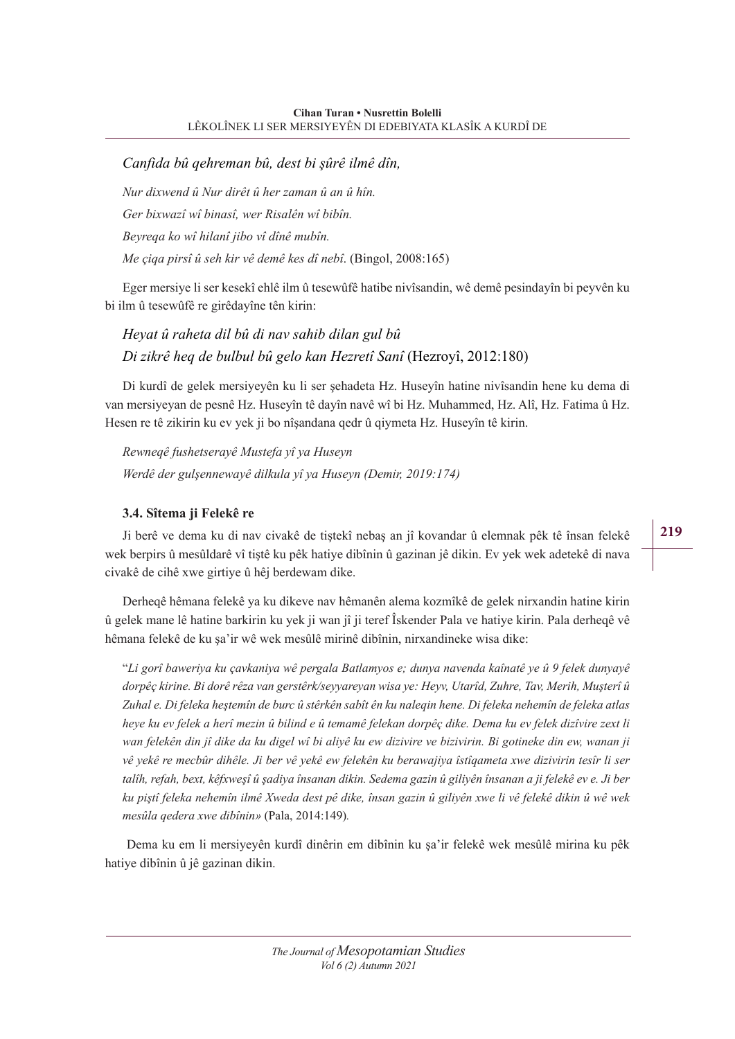*Canfida bû qehreman bû, dest bi şûrê ilmê dîn,*

*Nur dixwend û Nur dirêt û her zaman û an û hîn.*

*Ger bixwazî wî binasî, wer Risalên wî bibîn.*

*Beyreqa ko wî hilanî jibo vî dînê mubîn.*

*Me çiqa pirsî û seh kir vê demê kes dî nebî*. (Bingol, 2008:165)

Eger mersiye li ser kesekî ehlê ilm û tesewûfê hatibe nivîsandin, wê demê pesindayîn bi peyvên ku bi ilm û tesewûfê re girêdayîne tên kirin:

*Heyat û raheta dil bû di nav sahib dilan gul bû*
*Di zikrê heq de bulbul bû gelo kan Hezretî Sanî* (Hezroyî, 2012:180)

Di kurdî de gelek mersiyeyên ku li ser şehadeta Hz. Huseyîn hatine nivîsandin hene ku dema di van mersiyeyan de pesnê Hz. Huseyîn tê dayîn navê wî bi Hz. Muhammed, Hz. Alî, Hz. Fatima û Hz. Hesen re tê zikirin ku ev yek ji bo nîşandana qedr û qiymeta Hz. Huseyîn tê kirin.

*Rewneqê fushetserayê Mustefa yî ya Huseyn*
*Werdê der gulşennewayê dilkula yî ya Huseyn (Demir, 2019:174)*

#### 3.4. Sîtema ji Felekê re

Ji berê ve dema ku di nav civakê de tiştekî nebaş an jî kovandar û elemnak pêk tê însan felekê wek berpirs û mesûldarê vî tiştê ku pêk hatiye dibînin û gazinan jê dikin. Ev yek wek adetekê di nava civakê de cihê xwe girtiye û hêj berdewam dike.

Derheqê hêmana felekê ya ku dikeve nav hêmanên alema kozmîkê de gelek nirxandin hatine kirin û gelek mane lê hatine barkirin ku yek ji wan jî ji teref Îskender Pala ve hatiye kirin. Pala derheqê vê hêmana felekê de ku şa'ir wê wek mesûlê mirinê dibînin, nirxandineke wisa dike:

"*Li gorî baweriya ku çavkaniya wê pergala Batlamyos e; dunya navenda kaînatê ye û 9 felek dunyayê dorpêç kirine. Bi dorê rêza van gerstêrk/seyyareyan wisa ye: Heyv, Utarîd, Zuhre, Tav, Merih, Muşterî û Zuhal e. Di feleka heştemîn de burc û stêrkên sabît ên ku naleqin hene. Di feleka nehemîn de feleka atlas heye ku ev felek a herî mezin û bilind e û temamê felekan dorpêç dike. Dema ku ev felek dizîvire zext li wan felekên din jî dike da ku digel wî bi aliyê ku ew dizivire ve bizivirin. Bi gotineke din ew, wanan ji vê yekê re mecbûr dihêle. Ji ber vê yekê ew felekên ku berawajiya îstîqameta xwe dizivirin tesîr li ser talîh, refah, bext, kêfxweşî û şadiya însanan dikin. Sedema gazin û giliyên însanan a ji felekê ev e. Ji ber ku piştî feleka nehemîn ilmê Xweda dest pê dike, însan gazin û giliyên xwe li vê felekê dikin û wê wek mesûla qedera xwe dibînin»* (Pala, 2014:149).

Dema ku em li mersiyeyên kurdî dinêrin em dibînin ku şa'ir felekê wek mesûlê mirina ku pêk hatiye dibînin û jê gazinan dikin.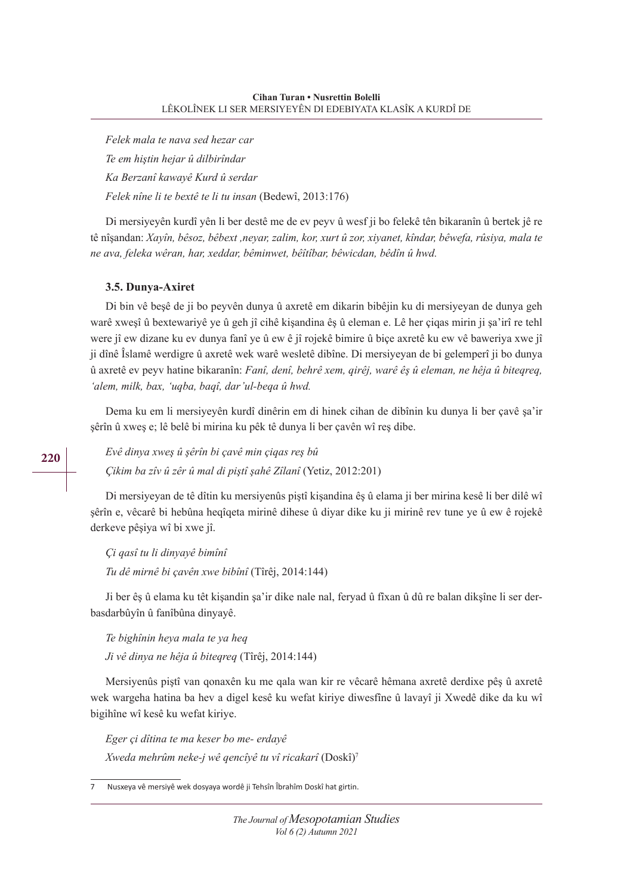*Felek mala te nava sed hezar car*

*Te em hiştin hejar û dilbirîndar*

*Ka Berzanî kawayê Kurd û serdar*

*Felek nîne li te bextê te li tu insan* (Bedewî, 2013:176)

Di mersiyeyên kurdî yên li ber destê me de ev peyv û wesf ji bo felekê tên bikaranîn û bertek jê re tê nîşandan: *Xayîn, bêsoz, bêbext ,neyar, zalim, kor, xurt û zor, xiyanet, kîndar, bêwefa, rûsiya, mala te ne ava, feleka wêran, har, xeddar, bêminwet, bêîtîbar, bêwicdan, bêdîn û hwd.*

### 3.5. Dunya-Axiret

Di bin vê beşê de ji bo peyvên dunya û axretê em dikarin bibêjin ku di mersiyeyan de dunya geh warê xweşî û bextewariyê ye û geh jî cihê kişandina êş û eleman e. Lê her çiqas mirin ji şa'irî re tehl were jî ew dizane ku ev dunya fanî ye û ew ê jî rojekê bimire û biçe axretê ku ew vê baweriya xwe jî ji dînê Îslamê werdigre û axretê wek warê wesletê dibîne. Di mersiyeyan de bi gelemperî ji bo dunya û axretê ev peyv hatine bikaranîn: *Fanî, denî, behrê xem, qirêj, warê êş û eleman, ne hêja û biteqreq, 'alem, milk, bax, 'uqba, baqî, dar'ul-beqa û hwd.*

Dema ku em li mersiyeyên kurdî dinêrin em di hinek cihan de dibînin ku dunya li ber çavê şa'ir şêrîn û xweş e; lê belê bi mirina ku pêk tê dunya li ber çavên wî reş dibe.

*Evê dinya xweş û şêrîn bi çavê min çiqas reş bû*

*Çikim ba zîv û zêr û mal di piştî şahê Zîlanî* (Yetiz, 2012:201)

Di mersiyeyan de tê dîtin ku mersiyenûs piştî kişandina êş û elama ji ber mirina kesê li ber dilê wî şêrîn e, vêcarê bi hebûna heqîqeta mirinê dihese û diyar dike ku ji mirinê rev tune ye û ew ê rojekê derkeve pêşiya wî bi xwe jî.

*Çi qasî tu li dinyayê bimînî*

*Tu dê mirnê bi çavên xwe bibînî* (Tîrêj, 2014:144)

Ji ber êş û elama ku têt kişandin şa'ir dike nale nal, feryad û fîxan û dû re balan dikşîne li ser derbasdarbûyîn û fanîbûna dinyayê.

*Te bighînin heya mala te ya heq*

*Ji vê dinya ne hêja û biteqreq* (Tîrêj, 2014:144)

Mersiyenûs piştî van qonaxên ku me qala wan kir re vêcarê hêmana axretê derdixe pêş û axretê wek wargeha hatina ba hev a digel kesê ku wefat kiriye diwesfîne û lavayî ji Xwedê dike da ku wî bigihîne wî kesê ku wefat kiriye.

*Eger çi dîtina te ma keser bo me- erdayê*

*Xweda mehrûm neke-j wê qencîyê tu vî ricakarî* (Doskî)[7]

7 Nusxeya vê mersiyê wek dosyaya wordê ji Tehsîn Îbrahîm Doskî hat girtin.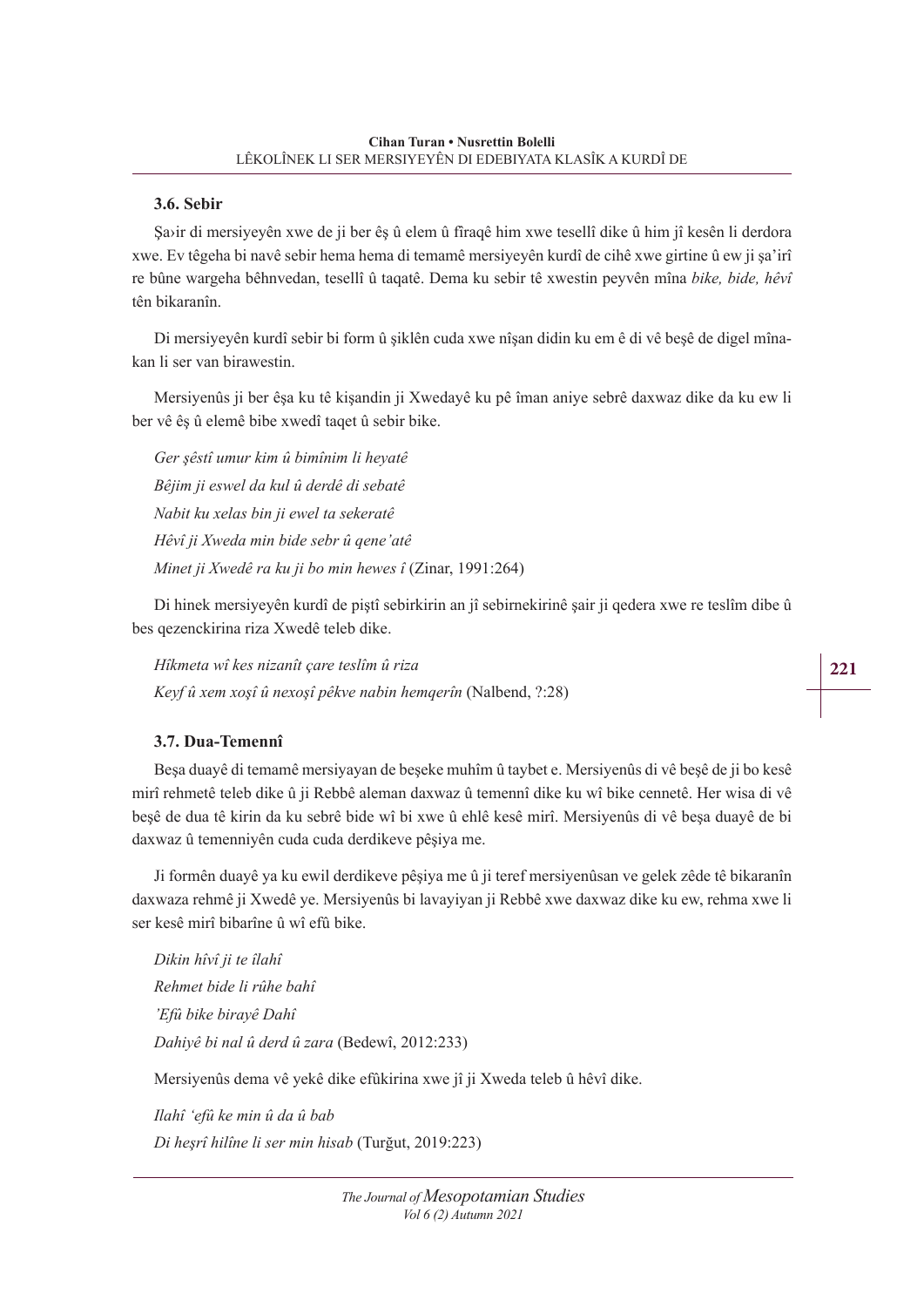### 3.6. Sebir

Şa›ir di mersiyeyên xwe de ji ber êş û elem û fîraqê him xwe tesellî dike û him jî kesên li derdora xwe. Ev têgeha bi navê sebir hema hema di temamê mersiyeyên kurdî de cihê xwe girtine û ew ji şa'irî re bûne wargeha bêhnvedan, tesellî û taqatê. Dema ku sebir tê xwestin peyvên mîna *bike, bide, hêvî* tên bikaranîn.

Di mersiyeyên kurdî sebir bi form û şiklên cuda xwe nîşan didin ku em ê di vê beşê de digel mînakan li ser van birawestin.

Mersiyenûs ji ber êşa ku tê kişandin ji Xwedayê ku pê îman aniye sebrê daxwaz dike da ku ew li ber vê êş û elemê bibe xwedî taqet û sebir bike.

*Ger şêstî umur kim û bimînim li heyatê*

*Bêjim ji eswel da kul û derdê di sebatê*

*Nabit ku xelas bin ji ewel ta sekeratê*

*Hêvî ji Xweda min bide sebr û qene'atê*

*Minet ji Xwedê ra ku ji bo min hewes î* (Zinar, 1991:264)

Di hinek mersiyeyên kurdî de piştî sebirkirin an jî sebirnekirinê şair ji qedera xwe re teslîm dibe û bes qezenckirina riza Xwedê teleb dike.

*Hîkmeta wî kes nizanît çare teslîm û riza*

*Keyf û xem xoşî û nexoşî pêkve nabin hemqerîn* (Nalbend, ?:28)

### 3.7. Dua-Temennî

Beşa duayê di temamê mersiyayan de beşeke muhîm û taybet e. Mersiyenûs di vê beşê de ji bo kesê mirî rehmetê teleb dike û ji Rebbê aleman daxwaz û temennî dike ku wî bike cennetê. Her wisa di vê beşê de dua tê kirin da ku sebrê bide wî bi xwe û ehlê kesê mirî. Mersiyenûs di vê beşa duayê de bi daxwaz û temenniyên cuda cuda derdikeve pêşiya me.

Ji formên duayê ya ku ewil derdikeve pêşiya me û ji teref mersiyenûsan ve gelek zêde tê bikaranîn daxwaza rehmê ji Xwedê ye. Mersiyenûs bi lavayiyan ji Rebbê xwe daxwaz dike ku ew, rehma xwe li ser kesê mirî bibarîne û wî efû bike.

*Dikin hîvî ji te îlahî*

*Rehmet bide li rûhe bahî*

*'Efû bike birayê Dahî*

*Dahiyê bi nal û derd û zara* (Bedewî, 2012:233)

Mersiyenûs dema vê yekê dike efûkirina xwe jî ji Xweda teleb û hêvî dike.

*Ilahî 'efû ke min û da û bab*

*Di heşrî hilîne li ser min hisab* (Turğut, 2019:223)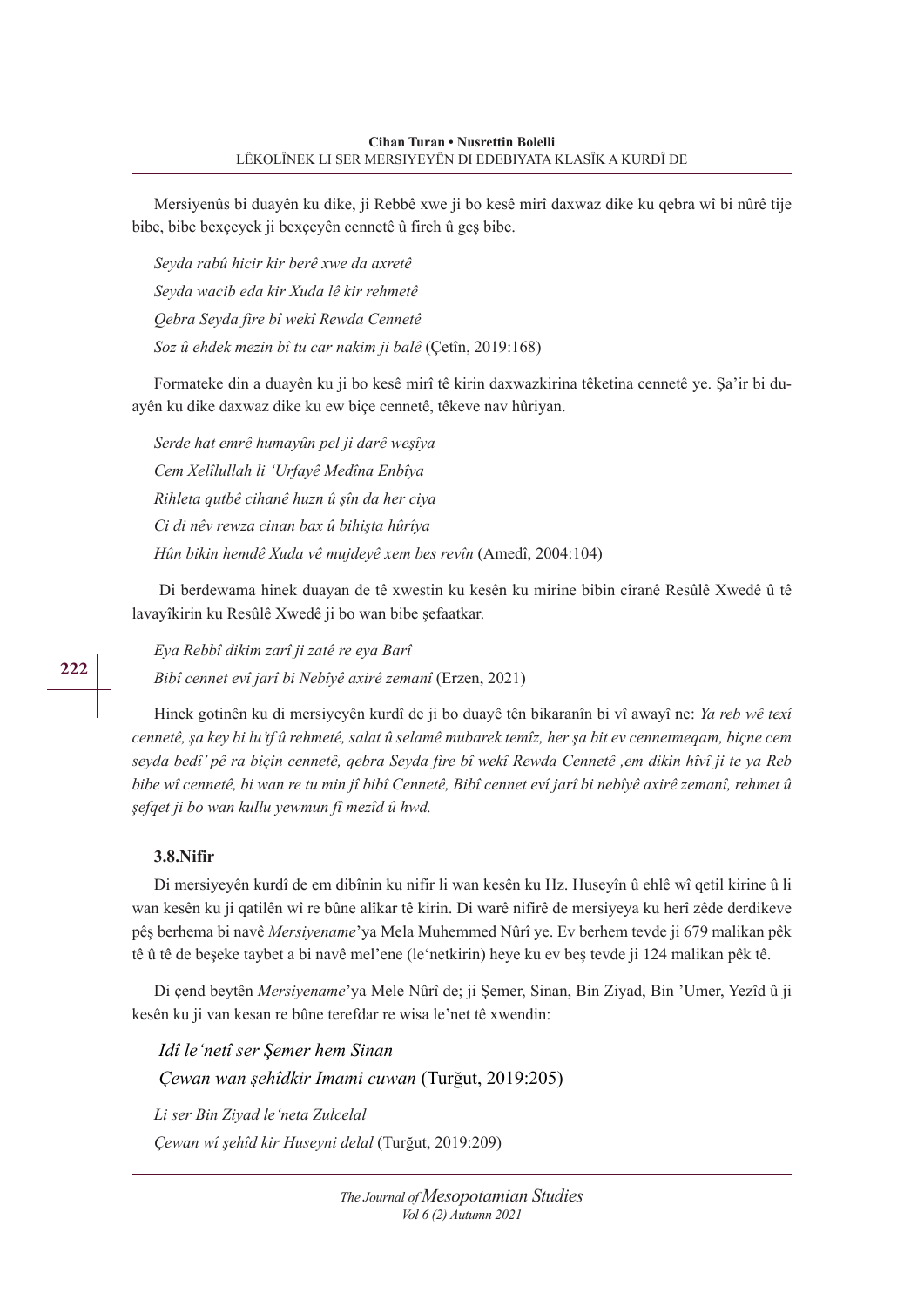Mersiyenûs bi duayên ku dike, ji Rebbê xwe ji bo kesê mirî daxwaz dike ku qebra wî bi nûrê tije bibe, bibe bexçeyek ji bexçeyên cennetê û fireh û geş bibe.

*Seyda rabû hicir kir berê xwe da axretê*

*Seyda wacib eda kir Xuda lê kir rehmetê*

*Qebra Seyda fire bî wekî Rewda Cennetê*

*Soz û ehdek mezin bî tu car nakim ji balê* (Çetîn, 2019:168)

Formateke din a duayên ku ji bo kesê mirî tê kirin daxwazkirina têketina cennetê ye. Şa'ir bi duayên ku dike daxwaz dike ku ew biçe cennetê, têkeve nav hûriyan.

*Serde hat emrê humayûn pel ji darê weşîya*

*Cem Xelîlullah li 'Urfayê Medîna Enbîya*

*Rihleta qutbê cihanê huzn û şîn da her ciya*

*Ci di nêv rewza cinan bax û bihişta hûrîya*

*Hûn bikin hemdê Xuda vê mujdeyê xem bes revîn* (Amedî, 2004:104)

Di berdewama hinek duayan de tê xwestin ku kesên ku mirine bibin cîranê Resûlê Xwedê û tê lavayîkirin ku Resûlê Xwedê ji bo wan bibe şefaatkar.

*Eya Rebbî dikim zarî ji zatê re eya Barî*

*Bibî cennet evî jarî bi Nebîyê axirê zemanî* (Erzen, 2021)

Hinek gotinên ku di mersiyeyên kurdî de ji bo duayê tên bikaranîn bi vî awayî ne: *Ya reb wê texî cennetê, şa key bi lu'tf û rehmetê, salat û selamê mubarek temîz, her şa bit ev cennetmeqam, biçne cem seyda bedî' pê ra biçin cennetê, qebra Seyda fire bî wekî Rewda Cennetê ,em dikin hîvî ji te ya Reb bibe wî cennetê, bi wan re tu min jî bibî Cennetê, Bibî cennet evî jarî bi nebîyê axirê zemanî, rehmet û şefqet ji bo wan kullu yewmun fî mezîd û hwd.*

### 3.8.Nifir

Di mersiyeyên kurdî de em dibînin ku nifir li wan kesên ku Hz. Huseyîn û ehlê wî qetil kirine û li wan kesên ku ji qatilên wî re bûne alîkar tê kirin. Di warê nifirê de mersiyeya ku herî zêde derdikeve pêş berhema bi navê *Mersiyename*'ya Mela Muhemmed Nûrî ye. Ev berhem tevde ji 679 malikan pêk tê û tê de beşeke taybet a bi navê mel'ene (le'netkirin) heye ku ev beş tevde ji 124 malikan pêk tê.

Di çend beytên *Mersiyename*'ya Mele Nûrî de; ji Şemer, Sinan, Bin Ziyad, Bin 'Umer, Yezîd û ji kesên ku ji van kesan re bûne terefdar re wisa le'net tê xwendin:

*Idî le'netî ser Şemer hem Sinan*

*Çewan wan şehîdkir Imami cuwan* (Turğut, 2019:205)

*Li ser Bin Ziyad le'neta Zulcelal*

*Çewan wî şehîd kir Huseyni delal* (Turğut, 2019:209)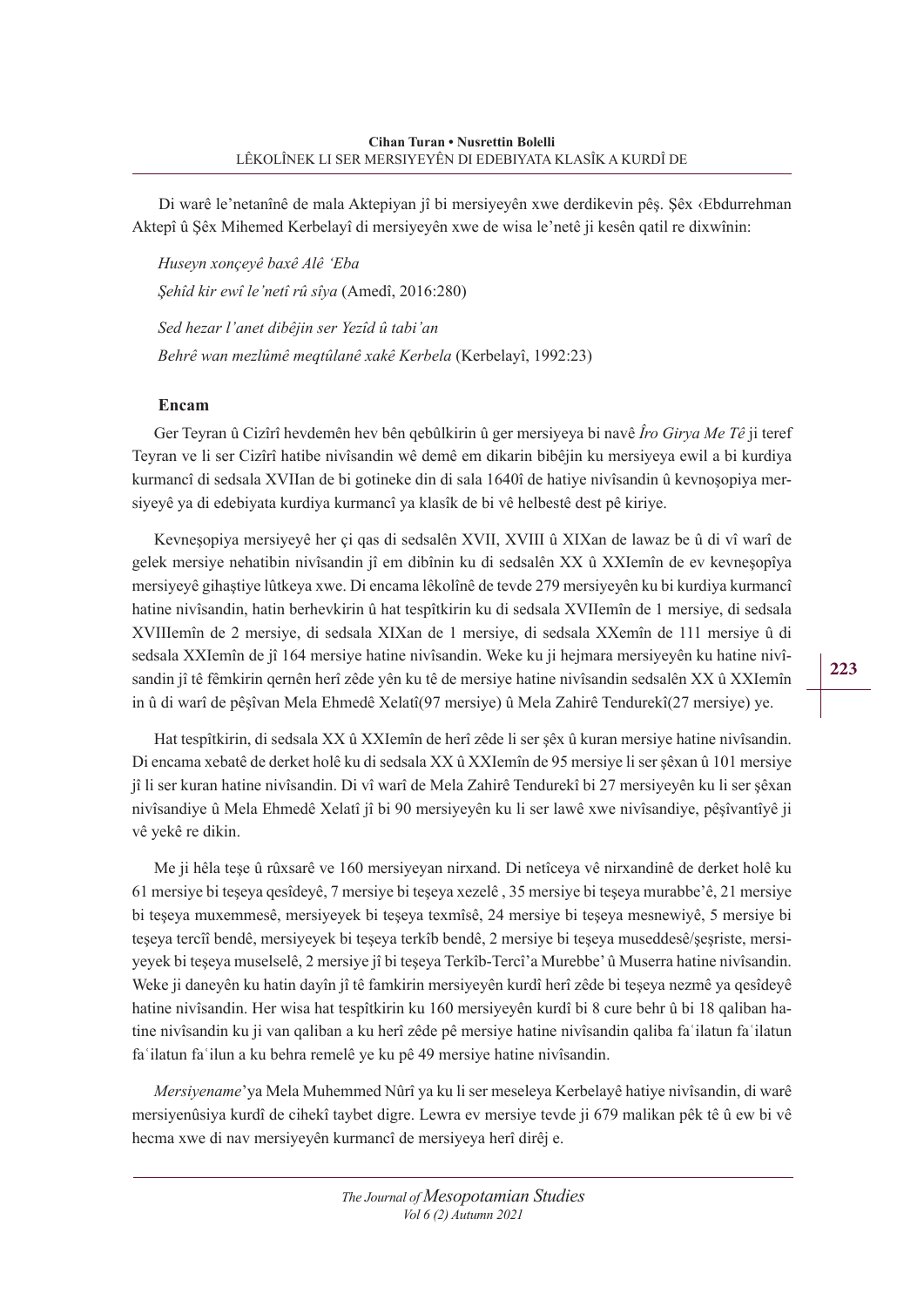Di warê le'netanînê de mala Aktepiyan jî bi mersiyeyên xwe derdikevin pêş. Şêx ‹Ebdurrehman Aktepî û Şêx Mihemed Kerbelayî di mersiyeyên xwe de wisa le'netê ji kesên qatil re dixwînin:

*Huseyn xonçeyê baxê Alê 'Eba*

*Şehîd kir ewî le'netî rû sîya* (Amedî, 2016:280)

*Sed hezar l'anet dibêjin ser Yezîd û tabi'an*

*Behrê wan mezlûmê meqtûlanê xakê Kerbela* (Kerbelayî, 1992:23)

## Encam

Ger Teyran û Cizîrî hevdemên hev bên qebûlkirin û ger mersiyeya bi navê *Îro Girya Me Tê* ji teref Teyran ve li ser Cizîrî hatibe nivîsandin wê demê em dikarin bibêjin ku mersiyeya ewil a bi kurdiya kurmancî di sedsala XVIIan de bi gotineke din di sala 1640î de hatiye nivîsandin û kevnoşopiya mersiyeyê ya di edebiyata kurdiya kurmancî ya klasîk de bi vê helbestê dest pê kiriye.

Kevneşopiya mersiyeyê her çi qas di sedsalên XVII, XVIII û XIXan de lawaz be û di vî warî de gelek mersiye nehatibin nivîsandin jî em dibînin ku di sedsalên XX û XXIemîn de ev kevneşopîya mersiyeyê gihaştiye lûtkeya xwe. Di encama lêkolînê de tevde 279 mersiyeyên ku bi kurdiya kurmancî hatine nivîsandin, hatin berhevkirin û hat tespîtkirin ku di sedsala XVIIemîn de 1 mersiye, di sedsala XVIIIemîn de 2 mersiye, di sedsala XIXan de 1 mersiye, di sedsala XXemîn de 111 mersiye û di sedsala XXIemîn de jî 164 mersiye hatine nivîsandin. Weke ku ji hejmara mersiyeyên ku hatine nivîsandin jî tê fêmkirin qernên herî zêde yên ku tê de mersiye hatine nivîsandin sedsalên XX û XXIemîn in û di warî de pêşîvan Mela Ehmedê Xelatî(97 mersiye) û Mela Zahirê Tendurekî(27 mersiye) ye.

Hat tespîtkirin, di sedsala XX û XXIemîn de herî zêde li ser şêx û kuran mersiye hatine nivîsandin. Di encama xebatê de derket holê ku di sedsala XX û XXIemîn de 95 mersiye li ser şêxan û 101 mersiye jî li ser kuran hatine nivîsandin. Di vî warî de Mela Zahirê Tendurekî bi 27 mersiyeyên ku li ser şêxan nivîsandiye û Mela Ehmedê Xelatî jî bi 90 mersiyeyên ku li ser lawê xwe nivîsandiye, pêşîvantîyê ji vê yekê re dikin.

Me ji hêla teşe û rûxsarê ve 160 mersiyeyan nirxand. Di netîceya vê nirxandinê de derket holê ku 61 mersiye bi teşeya qesîdeyê, 7 mersiye bi teşeya xezelê , 35 mersiye bi teşeya murabbe'ê, 21 mersiye bi teşeya muxemmesê, mersiyeyek bi teşeya texmîsê, 24 mersiye bi teşeya mesnewiyê, 5 mersiye bi teşeya tercîî bendê, mersiyeyek bi teşeya terkîb bendê, 2 mersiye bi teşeya museddesê/şeşriste, mersiyeyek bi teşeya muselselê, 2 mersiye jî bi teşeya Terkîb-Tercî'a Murebbe' û Muserra hatine nivîsandin. Weke ji daneyên ku hatin dayîn jî tê famkirin mersiyeyên kurdî herî zêde bi teşeya nezmê ya qesîdeyê hatine nivîsandin. Her wisa hat tespîtkirin ku 160 mersiyeyên kurdî bi 8 cure behr û bi 18 qaliban hatine nivîsandin ku ji van qaliban a ku herî zêde pê mersiye hatine nivîsandin qaliba faʿilatun faʿilatun faʿilatun faʿilun a ku behra remelê ye ku pê 49 mersiye hatine nivîsandin.

*Mersiyename*'ya Mela Muhemmed Nûrî ya ku li ser meseleya Kerbelayê hatiye nivîsandin, di warê mersiyenûsiya kurdî de cihekî taybet digre. Lewra ev mersiye tevde ji 679 malikan pêk tê û ew bi vê hecma xwe di nav mersiyeyên kurmancî de mersiyeya herî dirêj e.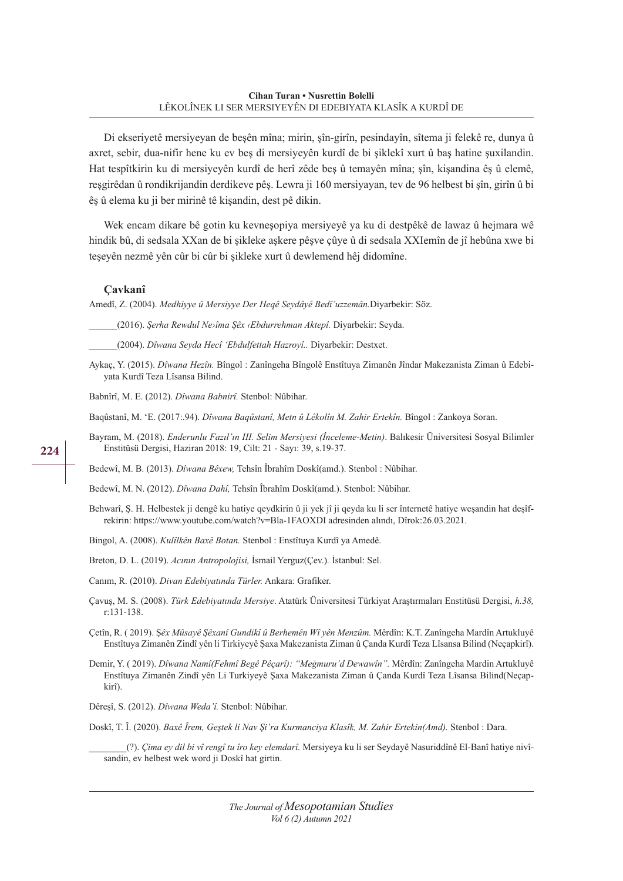Di ekseriyetê mersiyeyan de beşên mîna; mirin, şîn-girîn, pesindayîn, sîtema ji felekê re, dunya û axret, sebir, dua-nifir hene ku ev beş di mersiyeyên kurdî de bi şiklekî xurt û baş hatine şuxilandin. Hat tespîtkirin ku di mersiyeyên kurdî de herî zêde beş û temayên mîna; şîn, kişandina êş û elemê, reşgirêdan û rondikrijandin derdikeve pêş. Lewra ji 160 mersiyayan, tev de 96 helbest bi şîn, girîn û bi êş û elema ku ji ber mirinê tê kişandin, dest pê dikin.

Wek encam dikare bê gotin ku kevneşopiya mersiyeyê ya ku di destpêkê de lawaz û hejmara wê hindik bû, di sedsala XXan de bi şikleke aşkere pêşve çûye û di sedsala XXIemîn de jî hebûna xwe bi teşeyên nezmê yên cûr bi cûr bi şikleke xurt û dewlemend hêj didomîne.

## Çavkanî

Amedî, Z. (2004). *Medhiyye û Mersiyye Der Heqê Seydâyê Bedî'uzzemân.*Diyarbekir: Söz.

______(2016). *Şerha Rewdul Ne›îma Şêx ‹Ebdurrehman Aktepî.* Diyarbekir: Seyda.

______(2004). *Dîwana Seyda Hecî 'Ebdulfettah Hazroyî..* Diyarbekir: Destxet.

Aykaç, Y. (2015). *Dîwana Hezîn.* Bîngol : Zanîngeha Bîngolê Enstîtuya Zimanên Jîndar Makezanista Ziman û Edebiyata Kurdî Teza Lîsansa Bilind.

Babnîrî, M. E. (2012). *Dîwana Babnirî.* Stenbol: Nûbihar.

Baqûstanî, M. 'E. (2017:.94). *Dîwana Baqûstanî, Metn û Lêkolîn M. Zahir Ertekîn.* Bîngol : Zankoya Soran.

Bayram, M. (2018). *Enderunlu Fazıl'ın III. Selim Mersiyesi (İnceleme-Metin)*. Balıkesir Üniversitesi Sosyal Bilimler Enstitüsü Dergisi, Haziran 2018: 19, Cilt: 21 - Sayı: 39, s.19-37.

Bedewî, M. B. (2013). *Dîwana Bêxew,* Tehsîn Îbrahîm Doskî(amd.). Stenbol : Nûbihar.

Bedewî, M. N. (2012). *Dîwana Dahî,* Tehsîn Îbrahîm Doskî(amd.). Stenbol: Nûbihar.

Behwarî, Ş. H. Helbestek ji dengê ku hatiye qeydkirin û ji yek jî ji qeyda ku li ser înternetê hatiye weşandin hat deşîfrekirin: https://www.youtube.com/watch?v=Bla-1FAOXDI adresinden alındı, Dîrok:26.03.2021.

Bingol, A. (2008). *Kulîlkên Baxê Botan.* Stenbol : Enstîtuya Kurdî ya Amedê.

Breton, D. L. (2019). *Acının Antropolojisi,* İsmail Yerguz(Çev.). İstanbul: Sel.

Canım, R. (2010). *Divan Edebiyatında Türler.* Ankara: Grafiker.

Çavuş, M. S. (2008). *Türk Edebiyatında Mersiye*. Atatürk Üniversitesi Türkiyat Araştırmaları Enstitüsü Dergisi, *h.38,* r:131-138.

Çetîn, R. ( 2019). *Şêx Mûsayê Şêxanî Gundikî û Berhemên Wî yên Menzûm.* Mêrdîn: K.T. Zanîngeha Mardîn Artukluyê Enstîtuya Zimanên Zindî yên li Tirkiyeyê Şaxa Makezanista Ziman û Çanda Kurdî Teza Lîsansa Bilind (Neçapkirî).

Demir, Y. ( 2019). *Dîwana Namî(Fehmî Begê Pêçarî): "Meġmuru'd Dewawîn".* Mêrdîn: Zanîngeha Mardin Artukluyê Enstîtuya Zimanên Zindî yên Li Turkiyeyê Şaxa Makezanista Ziman û Çanda Kurdî Teza Lîsansa Bilind(Neçapkirî).

Dêreşî, S. (2012). *Dîwana Weda'î.* Stenbol: Nûbihar.

Doskî, T. Î. (2020). *Baxê Îrem, Geştek li Nav Şi'ra Kurmanciya Klasîk, M. Zahir Ertekin(Amd).* Stenbol : Dara.

________(?). *Çima ey dil bi vî rengî tu îro key elemdarî.* Mersiyeya ku li ser Seydayê Nasuriddînê El-Banî hatiye nivîsandin, ev helbest wek word ji Doskî hat girtin.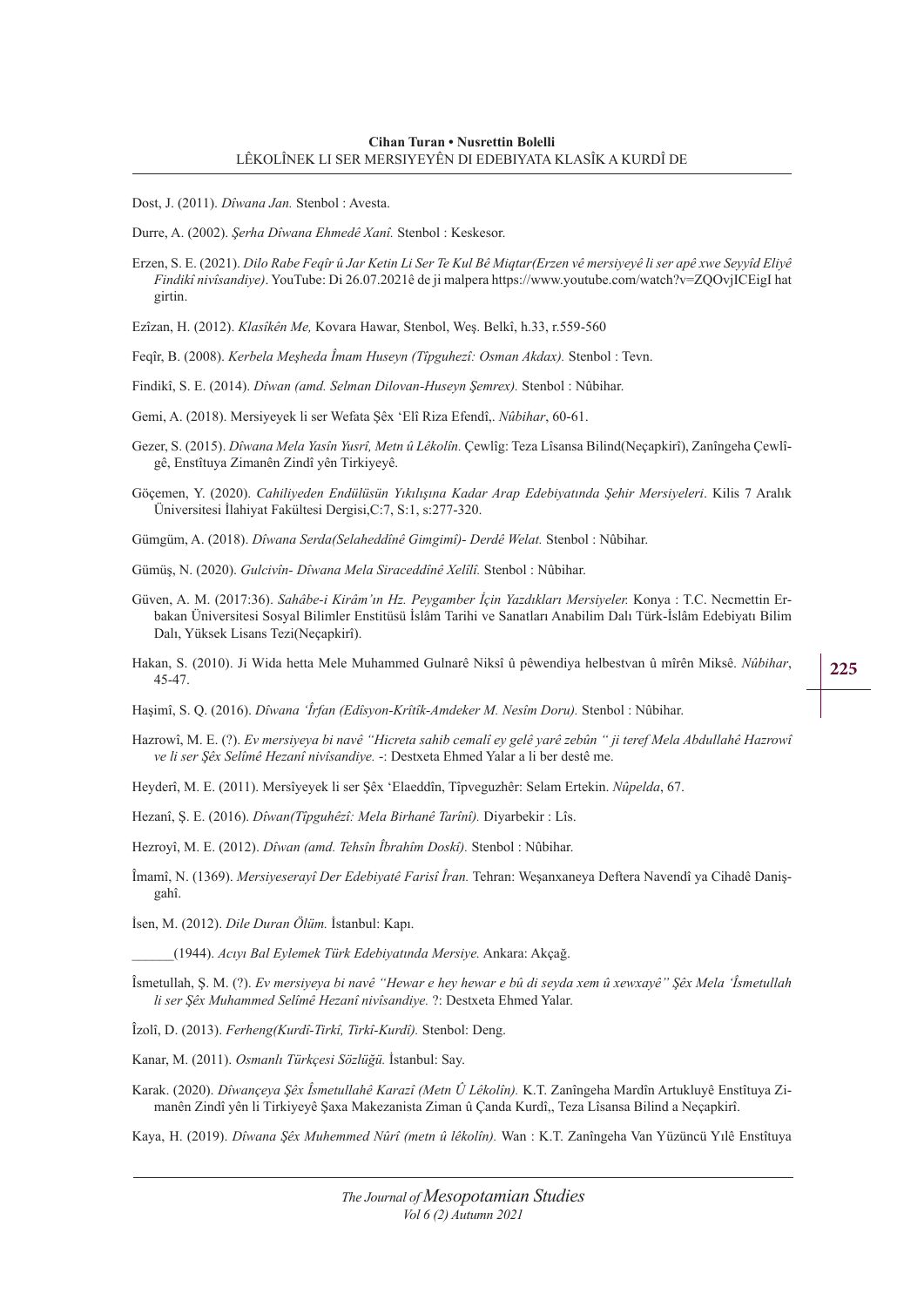Dost, J. (2011). *Dîwana Jan.* Stenbol : Avesta.

Durre, A. (2002). *Şerha Dîwana Ehmedê Xanî.* Stenbol : Keskesor.

Erzen, S. E. (2021). *Dilo Rabe Feqîr û Jar Ketin Li Ser Te Kul Bê Miqtar(Erzen vê mersiyeyê li ser apê xwe Seyyîd Eliyê Findikî nivîsandiye)*. YouTube: Di 26.07.2021ê de ji malpera https://www.youtube.com/watch?v=ZQOvjICEigI hat girtin.

Ezîzan, H. (2012). *Klasîkên Me,* Kovara Hawar, Stenbol, Weş. Belkî, h.33, r.559-560

Feqîr, B. (2008). *Kerbela Meşheda Îmam Huseyn (Tîpguhezî: Osman Akdax).* Stenbol : Tevn.

Findikî, S. E. (2014). *Dîwan (amd. Selman Dilovan-Huseyn Şemrex).* Stenbol : Nûbihar.

Gemi, A. (2018). Mersiyeyek li ser Wefata Şêx 'Elî Riza Efendî,. *Nûbihar*, 60-61.

Gezer, S. (2015). *Dîwana Mela Yasîn Yusrî, Metn û Lêkolîn.* Çewlîg: Teza Lîsansa Bilind(Neçapkirî), Zanîngeha Çewlîgê, Enstîtuya Zimanên Zindî yên Tirkiyeyê.

Göçemen, Y. (2020). *Cahiliyeden Endülüsün Yıkılışına Kadar Arap Edebiyatında Şehir Mersiyeleri*. Kilis 7 Aralık Üniversitesi İlahiyat Fakültesi Dergisi,C:7, S:1, s:277-320.

Gümgüm, A. (2018). *Dîwana Serda(Selaheddînê Gimgimî)- Derdê Welat.* Stenbol : Nûbihar.

Gümüş, N. (2020). *Gulcivîn- Dîwana Mela Siraceddînê Xelîlî.* Stenbol : Nûbihar.

Güven, A. M. (2017:36). *Sahâbe-i Kirâm'ın Hz. Peygamber İçin Yazdıkları Mersiyeler.* Konya : T.C. Necmettin Erbakan Üniversitesi Sosyal Bilimler Enstitüsü İslâm Tarihi ve Sanatları Anabilim Dalı Türk-İslâm Edebiyatı Bilim Dalı, Yüksek Lisans Tezi(Neçapkirî).

Hakan, S. (2010). Ji Wida hetta Mele Muhammed Gulnarê Niksî û pêwendiya helbestvan û mîrên Miksê. *Nûbihar*, 45-47.

Haşimî, S. Q. (2016). *Dîwana 'Îrfan (Edîsyon-Krîtîk-Amdeker M. Nesîm Doru).* Stenbol : Nûbihar.

Hazrowî, M. E. (?). *Ev mersiyeya bi navê "Hicreta sahib cemalî ey gelê yarê zebûn " ji teref Mela Abdullahê Hazrowî ve li ser Şêx Selîmê Hezanî nivîsandiye.* -: Destxeta Ehmed Yalar a li ber destê me.

Heyderî, M. E. (2011). Mersîyeyek li ser Şêx 'Elaeddîn, Tîpveguzhêr: Selam Ertekin. *Nûpelda*, 67.

Hezanî, Ş. E. (2016). *Dîwan(Tîpguhêzî: Mela Birhanê Tarînî).* Diyarbekir : Lîs.

Hezroyî, M. E. (2012). *Dîwan (amd. Tehsîn Îbrahîm Doskî).* Stenbol : Nûbihar.

Îmamî, N. (1369). *Mersiyeserayî Der Edebiyatê Farisî Îran.* Tehran: Weşanxaneya Deftera Navendî ya Cihadê Danişgahî.

İsen, M. (2012). *Dile Duran Ölüm.* İstanbul: Kapı.

______(1944). *Acıyı Bal Eylemek Türk Edebiyatında Mersiye.* Ankara: Akçağ.

Îsmetullah, Ş. M. (?). *Ev mersiyeya bi navê "Hewar e hey hewar e bû di seyda xem û xewxayê" Şêx Mela 'Îsmetullah li ser Şêx Muhammed Selîmê Hezanî nivîsandiye.* ?: Destxeta Ehmed Yalar.

Îzolî, D. (2013). *Ferheng(Kurdî-Tirkî, Tirkî-Kurdî).* Stenbol: Deng.

Kanar, M. (2011). *Osmanlı Türkçesi Sözlüğü.* İstanbul: Say.

Karak. (2020). *Dîwançeya Şêx Îsmetullahê Karazî (Metn Û Lêkolîn).* K.T. Zanîngeha Mardîn Artukluyê Enstîtuya Zimanên Zindî yên li Tirkiyeyê Şaxa Makezanista Ziman û Çanda Kurdî,, Teza Lîsansa Bilind a Neçapkirî.

Kaya, H. (2019). *Dîwana Şêx Muhemmed Nûrî (metn û lêkolîn).* Wan : K.T. Zanîngeha Van Yüzüncü Yılê Enstîtuya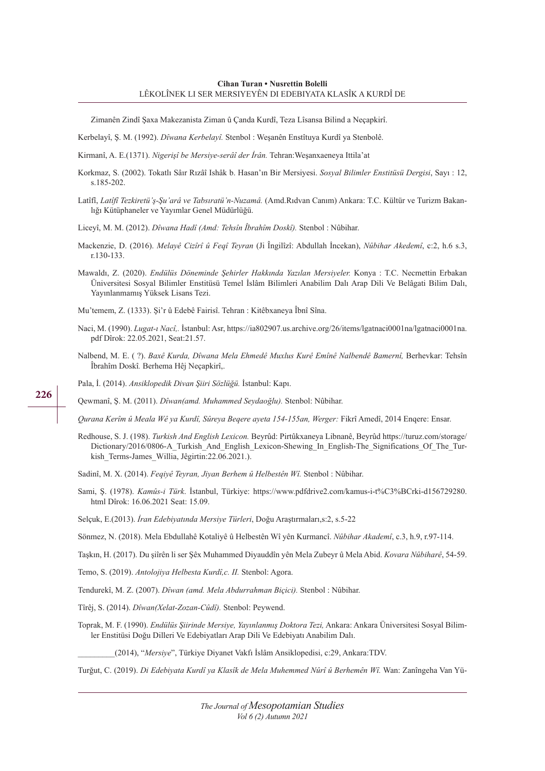Zimanên Zindî Şaxa Makezanista Ziman û Çanda Kurdî, Teza Lîsansa Bilind a Neçapkirî.

Kerbelayî, Ş. M. (1992). *Dîwana Kerbelayî.* Stenbol : Weşanên Enstîtuya Kurdî ya Stenbolê.

Kirmanî, A. E.(1371). *Nigerişî be Mersiye-serâî der İrân.* Tehran:Weşanxaeneya Ittila'at

Korkmaz, S. (2002). Tokatlı Sâır Rızâî Ishâk b. Hasan'ın Bir Mersiyesi. *Sosyal Bilimler Enstitüsü Dergisi*, Sayı : 12, s.185-202.

Latîfî, *Latîfî Tezkiretü'ş-Şu'arâ ve Tabsıratü'n-Nuzamâ.* (Amd.Rıdvan Canım) Ankara: T.C. Kültür ve Turizm Bakanlığı Kütüphaneler ve Yayımlar Genel Müdürlüğü.

Liceyî, M. M. (2012). *Dîwana Hadî (Amd: Tehsîn Îbrahîm Doskî).* Stenbol : Nûbihar.

Mackenzie, D. (2016). *Melayê Cizîrî û Feqî Teyran* (Ji Îngilîzî: Abdullah İncekan), *Nûbihar Akedemî*, c:2, h.6 s.3, r.130-133.

Mawaldı, Z. (2020). *Endülüs Döneminde Şehirler Hakkında Yazılan Mersiyeler.* Konya : T.C. Necmettin Erbakan Üniversitesi Sosyal Bilimler Enstitüsü Temel İslâm Bilimleri Anabilim Dalı Arap Dili Ve Belâgati Bilim Dalı, Yayınlanmamış Yüksek Lisans Tezi.

Mu'temem, Z. (1333). Şi'r û Edebê Fairisî. Tehran : Kitêbxaneya Îbnî Sîna.

Naci, M. (1990). *Lugat-ı Nacî,.* İstanbul: Asr, https://ia802907.us.archive.org/26/items/lgatnaci0001na/lgatnaci0001na.pdf Dîrok: 22.05.2021, Seat:21.57.

Nalbend, M. E. ( ?). *Baxê Kurda, Dîwana Mela Ehmedê Muxlus Kurê Emînê Nalbendê Bamernî,* Berhevkar: Tehsîn Îbrahîm Doskî. Berhema Hêj Neçapkirî,.

Pala, İ. (2014). *Ansiklopedik Divan Şiiri Sözlüğü.* İstanbul: Kapı.

Qewmanî, Ş. M. (2011). *Dîwan(amd. Muhammed Seydaoğlu).* Stenbol: Nûbihar.

*Qurana Kerîm û Meala Wê ya Kurdî, Sûreya Beqere ayeta 154-155an, Werger:* Fikrî Amedî, 2014 Enqere: Ensar.

Redhouse, S. J. (198). *Turkish And English Lexicon.* Beyrûd: Pirtûkxaneya Libnanê, Beyrûd https://turuz.com/storage/Dictionary/2016/0806-A_Turkish_And_English_Lexicon-Shewing_In_English-The_Significations_Of_The_Turkish_Terms-James_Willia, Jêgirtin:22.06.2021.).

Sadinî, M. X. (2014). *Feqiyê Teyran, Jiyan Berhem û Helbestên Wî.* Stenbol : Nûbihar.

Sami, Ş. (1978). *Kamûs-i Türk*. İstanbul, Türkiye: https://www.pdfdrive2.com/kamus-i-t%C3%BCrki-d156729280.html Dîrok: 16.06.2021 Seat: 15.09.

Selçuk, E.(2013). *İran Edebiyatında Mersiye Türleri*, Doğu Araştırmaları,s:2, s.5-22

Sönmez, N. (2018). Mela Ebdullahê Kotaliyê û Helbestên Wî yên Kurmancî. *Nûbihar Akademî*, c.3, h.9, r.97-114.

Taşkın, H. (2017). Du şiîrên li ser Şêx Muhammed Diyauddîn yên Mela Zubeyr û Mela Abid. *Kovara Nûbiharê*, 54-59.

Temo, S. (2019). *Antolojiya Helbesta Kurdî,c. II.* Stenbol: Agora.

Tendurekî, M. Z. (2007). *Dîwan (amd. Mela Abdurrahman Biçici).* Stenbol : Nûbihar.

Tîrêj, S. (2014). *Dîwan(Xelat-Zozan-Cûdî).* Stenbol: Peywend.

Toprak, M. F. (1990). *Endülüs Şiirinde Mersiye, Yayınlanmış Doktora Tezi,* Ankara: Ankara Üniversitesi Sosyal Bilimler Enstitüsi Doğu Dilleri Ve Edebiyatları Arap Dili Ve Edebiyatı Anabilim Dalı.

_________(2014), "*Mersiye*", Türkiye Diyanet Vakfı İslâm Ansiklopedisi, c:29, Ankara:TDV.

Turğut, C. (2019). *Di Edebiyata Kurdî ya Klasîk de Mela Muhemmed Nûrî û Berhemên Wî.* Wan: Zanîngeha Van Yü-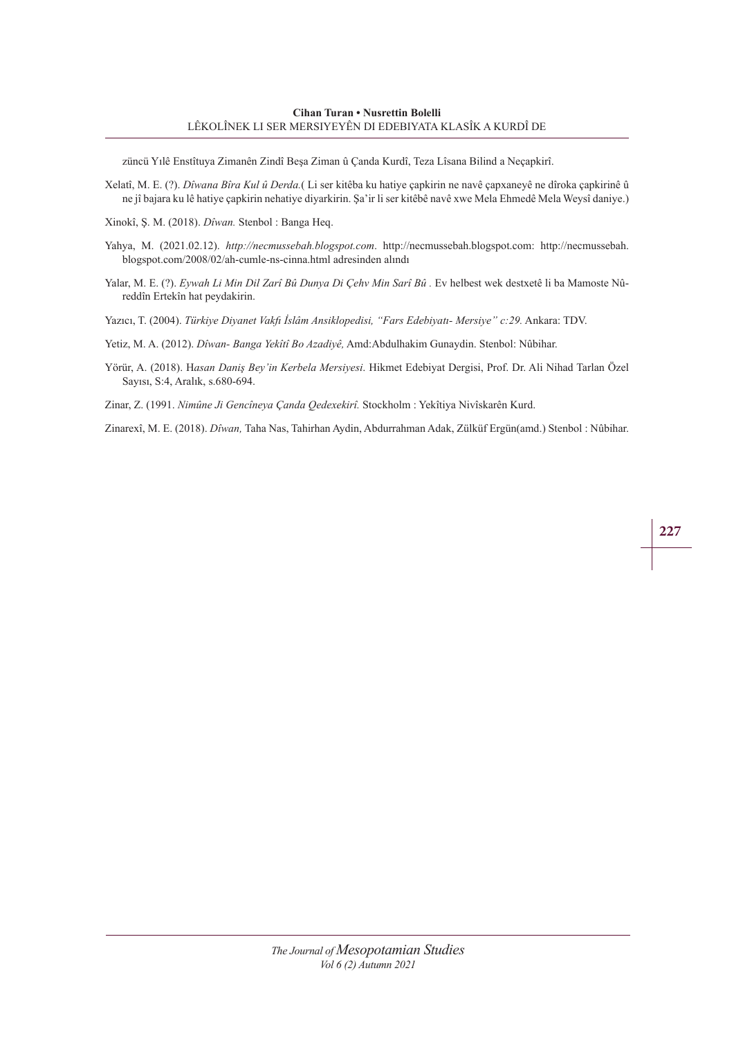züncü Yılê Enstîtuya Zimanên Zindî Beşa Ziman û Çanda Kurdî, Teza Lîsana Bilind a Neçapkirî.

Xelatî, M. E. (?). *Dîwana Bîra Kul û Derda.*( Li ser kitêba ku hatiye çapkirin ne navê çapxaneyê ne dîroka çapkirinê û ne jî bajara ku lê hatiye çapkirin nehatiye diyarkirin. Şa'ir li ser kitêbê navê xwe Mela Ehmedê Mela Weysî daniye.)

Xinokî, Ş. M. (2018). *Dîwan.* Stenbol : Banga Heq.

Yahya, M. (2021.02.12). *http://necmussebah.blogspot.com*. http://necmussebah.blogspot.com: http://necmussebah.blogspot.com/2008/02/ah-cumle-ns-cinna.html adresinden alındı

Yalar, M. E. (?). *Eywah Li Min Dil Zarî Bû Dunya Di Çehv Min Sarî Bû .* Ev helbest wek destxetê li ba Mamoste Nûreddîn Ertekîn hat peydakirin.

Yazıcı, T. (2004). *Türkiye Diyanet Vakfı İslâm Ansiklopedisi, "Fars Edebiyatı- Mersiye" c:29.* Ankara: TDV.

Yetiz, M. A. (2012). *Dîwan- Banga Yekîtî Bo Azadiyê,* Amd:Abdulhakim Gunaydin. Stenbol: Nûbihar.

Yörür, A. (2018). H*asan Daniş Bey'in Kerbela Mersiyesi*. Hikmet Edebiyat Dergisi, Prof. Dr. Ali Nihad Tarlan Özel Sayısı, S:4, Aralık, s.680-694.

Zinar, Z. (1991. *Nimûne Ji Gencîneya Çanda Qedexekirî.* Stockholm : Yekîtiya Nivîskarên Kurd.

Zinarexî, M. E. (2018). *Dîwan,* Taha Nas, Tahirhan Aydin, Abdurrahman Adak, Zülküf Ergün(amd.) Stenbol : Nûbihar.